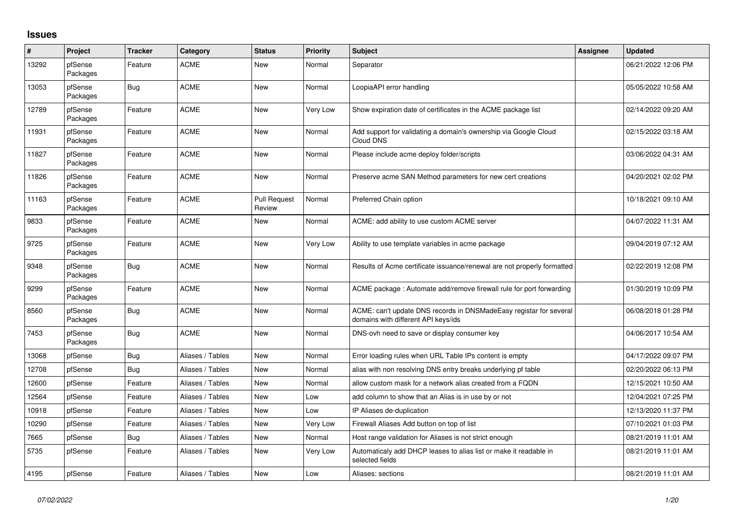# Issues

| # | Project | Tracker | Category | Status | Priority | Subject | Assignee | Updated |
|---|---|---|---|---|---|---|---|---|
| 13292 | pfSense Packages | Feature | ACME | New | Normal | Separator | | 06/21/2022 12:06 PM |
| 13053 | pfSense Packages | Bug | ACME | New | Normal | LoopiaAPI error handling | | 05/05/2022 10:58 AM |
| 12789 | pfSense Packages | Feature | ACME | New | Very Low | Show expiration date of certificates in the ACME package list | | 02/14/2022 09:20 AM |
| 11931 | pfSense Packages | Feature | ACME | New | Normal | Add support for validating a domain's ownership via Google Cloud Cloud DNS | | 02/15/2022 03:18 AM |
| 11827 | pfSense Packages | Feature | ACME | New | Normal | Please include acme deploy folder/scripts | | 03/06/2022 04:31 AM |
| 11826 | pfSense Packages | Feature | ACME | New | Normal | Preserve acme SAN Method parameters for new cert creations | | 04/20/2021 02:02 PM |
| 11163 | pfSense Packages | Feature | ACME | Pull Request Review | Normal | Preferred Chain option | | 10/18/2021 09:10 AM |
| 9833 | pfSense Packages | Feature | ACME | New | Normal | ACME: add ability to use custom ACME server | | 04/07/2022 11:31 AM |
| 9725 | pfSense Packages | Feature | ACME | New | Very Low | Ability to use template variables in acme package | | 09/04/2019 07:12 AM |
| 9348 | pfSense Packages | Bug | ACME | New | Normal | Results of Acme certificate issuance/renewal are not properly formatted | | 02/22/2019 12:08 PM |
| 9299 | pfSense Packages | Feature | ACME | New | Normal | ACME package : Automate add/remove firewall rule for port forwarding | | 01/30/2019 10:09 PM |
| 8560 | pfSense Packages | Bug | ACME | New | Normal | ACME: can't update DNS records in DNSMadeEasy registar for several domains with different API keys/ids | | 06/08/2018 01:28 PM |
| 7453 | pfSense Packages | Bug | ACME | New | Normal | DNS-ovh need to save or display consumer key | | 04/06/2017 10:54 AM |
| 13068 | pfSense | Bug | Aliases / Tables | New | Normal | Error loading rules when URL Table IPs content is empty | | 04/17/2022 09:07 PM |
| 12708 | pfSense | Bug | Aliases / Tables | New | Normal | alias with non resolving DNS entry breaks underlying pf table | | 02/20/2022 06:13 PM |
| 12600 | pfSense | Feature | Aliases / Tables | New | Normal | allow custom mask for a network alias created from a FQDN | | 12/15/2021 10:50 AM |
| 12564 | pfSense | Feature | Aliases / Tables | New | Low | add column to show that an Alias is in use by or not | | 12/04/2021 07:25 PM |
| 10918 | pfSense | Feature | Aliases / Tables | New | Low | IP Aliases de-duplication | | 12/13/2020 11:37 PM |
| 10290 | pfSense | Feature | Aliases / Tables | New | Very Low | Firewall Aliases Add button on top of list | | 07/10/2021 01:03 PM |
| 7665 | pfSense | Bug | Aliases / Tables | New | Normal | Host range validation for Aliases is not strict enough | | 08/21/2019 11:01 AM |
| 5735 | pfSense | Feature | Aliases / Tables | New | Very Low | Automaticaly add DHCP leases to alias list or make it readable in selected fields | | 08/21/2019 11:01 AM |
| 4195 | pfSense | Feature | Aliases / Tables | New | Low | Aliases: sections | | 08/21/2019 11:01 AM |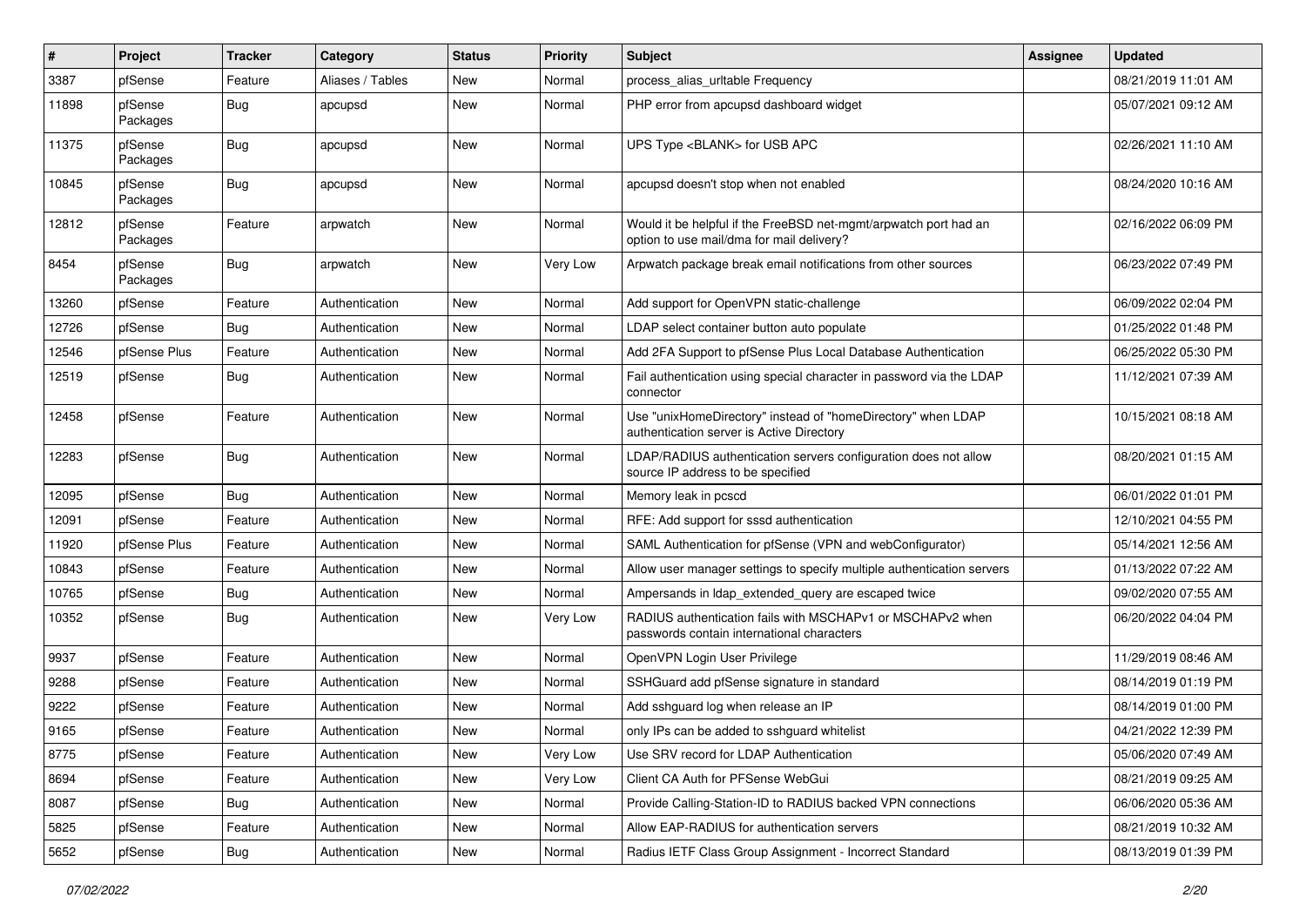| # | Project | Tracker | Category | Status | Priority | Subject | Assignee | Updated |
|---|---|---|---|---|---|---|---|---|
| 3387 | pfSense | Feature | Aliases / Tables | New | Normal | process_alias_urltable Frequency | | 08/21/2019 11:01 AM |
| 11898 | pfSense Packages | Bug | apcupsd | New | Normal | PHP error from apcupsd dashboard widget | | 05/07/2021 09:12 AM |
| 11375 | pfSense Packages | Bug | apcupsd | New | Normal | UPS Type <BLANK> for USB APC | | 02/26/2021 11:10 AM |
| 10845 | pfSense Packages | Bug | apcupsd | New | Normal | apcupsd doesn't stop when not enabled | | 08/24/2020 10:16 AM |
| 12812 | pfSense Packages | Feature | arpwatch | New | Normal | Would it be helpful if the FreeBSD net-mgmt/arpwatch port had an option to use mail/dma for mail delivery? | | 02/16/2022 06:09 PM |
| 8454 | pfSense Packages | Bug | arpwatch | New | Very Low | Arpwatch package break email notifications from other sources | | 06/23/2022 07:49 PM |
| 13260 | pfSense | Feature | Authentication | New | Normal | Add support for OpenVPN static-challenge | | 06/09/2022 02:04 PM |
| 12726 | pfSense | Bug | Authentication | New | Normal | LDAP select container button auto populate | | 01/25/2022 01:48 PM |
| 12546 | pfSense Plus | Feature | Authentication | New | Normal | Add 2FA Support to pfSense Plus Local Database Authentication | | 06/25/2022 05:30 PM |
| 12519 | pfSense | Bug | Authentication | New | Normal | Fail authentication using special character in password via the LDAP connector | | 11/12/2021 07:39 AM |
| 12458 | pfSense | Feature | Authentication | New | Normal | Use "unixHomeDirectory" instead of "homeDirectory" when LDAP authentication server is Active Directory | | 10/15/2021 08:18 AM |
| 12283 | pfSense | Bug | Authentication | New | Normal | LDAP/RADIUS authentication servers configuration does not allow source IP address to be specified | | 08/20/2021 01:15 AM |
| 12095 | pfSense | Bug | Authentication | New | Normal | Memory leak in pcscd | | 06/01/2022 01:01 PM |
| 12091 | pfSense | Feature | Authentication | New | Normal | RFE: Add support for sssd authentication | | 12/10/2021 04:55 PM |
| 11920 | pfSense Plus | Feature | Authentication | New | Normal | SAML Authentication for pfSense (VPN and webConfigurator) | | 05/14/2021 12:56 AM |
| 10843 | pfSense | Feature | Authentication | New | Normal | Allow user manager settings to specify multiple authentication servers | | 01/13/2022 07:22 AM |
| 10765 | pfSense | Bug | Authentication | New | Normal | Ampersands in ldap_extended_query are escaped twice | | 09/02/2020 07:55 AM |
| 10352 | pfSense | Bug | Authentication | New | Very Low | RADIUS authentication fails with MSCHAPv1 or MSCHAPv2 when passwords contain international characters | | 06/20/2022 04:04 PM |
| 9937 | pfSense | Feature | Authentication | New | Normal | OpenVPN Login User Privilege | | 11/29/2019 08:46 AM |
| 9288 | pfSense | Feature | Authentication | New | Normal | SSHGuard add pfSense signature in standard | | 08/14/2019 01:19 PM |
| 9222 | pfSense | Feature | Authentication | New | Normal | Add sshguard log when release an IP | | 08/14/2019 01:00 PM |
| 9165 | pfSense | Feature | Authentication | New | Normal | only IPs can be added to sshguard whitelist | | 04/21/2022 12:39 PM |
| 8775 | pfSense | Feature | Authentication | New | Very Low | Use SRV record for LDAP Authentication | | 05/06/2020 07:49 AM |
| 8694 | pfSense | Feature | Authentication | New | Very Low | Client CA Auth for PFSense WebGui | | 08/21/2019 09:25 AM |
| 8087 | pfSense | Bug | Authentication | New | Normal | Provide Calling-Station-ID to RADIUS backed VPN connections | | 06/06/2020 05:36 AM |
| 5825 | pfSense | Feature | Authentication | New | Normal | Allow EAP-RADIUS for authentication servers | | 08/21/2019 10:32 AM |
| 5652 | pfSense | Bug | Authentication | New | Normal | Radius IETF Class Group Assignment - Incorrect Standard | | 08/13/2019 01:39 PM |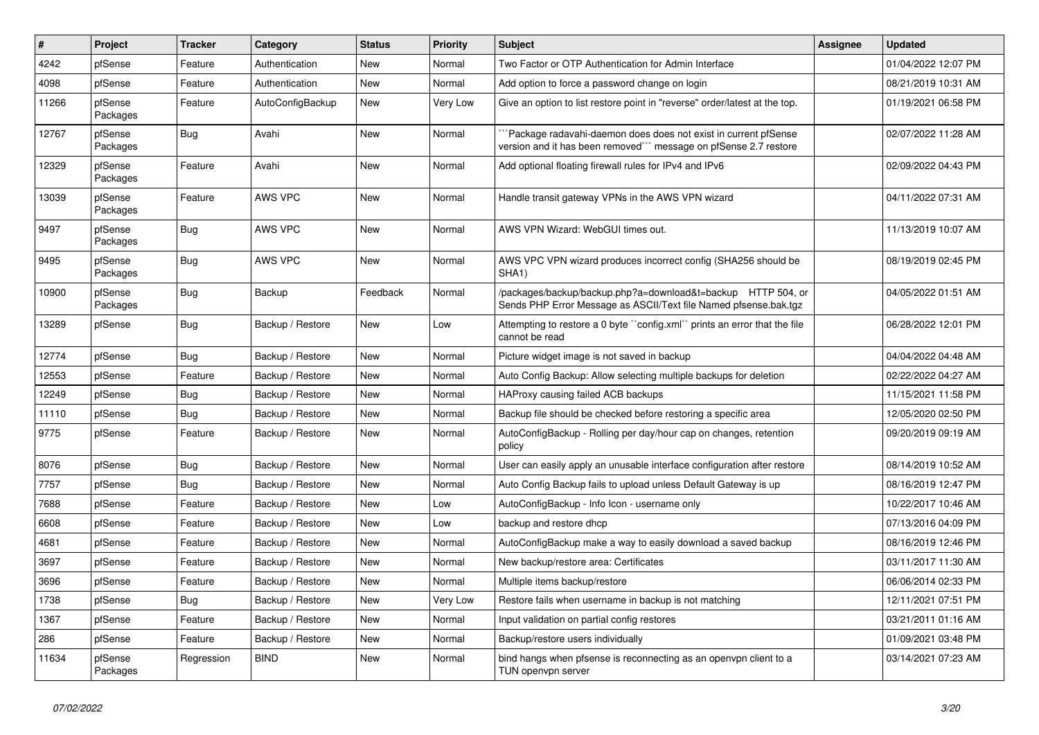| # | Project | Tracker | Category | Status | Priority | Subject | Assignee | Updated |
|---|---|---|---|---|---|---|---|---|
| 4242 | pfSense | Feature | Authentication | New | Normal | Two Factor or OTP Authentication for Admin Interface | | 01/04/2022 12:07 PM |
| 4098 | pfSense | Feature | Authentication | New | Normal | Add option to force a password change on login | | 08/21/2019 10:31 AM |
| 11266 | pfSense Packages | Feature | AutoConfigBackup | New | Very Low | Give an option to list restore point in "reverse" order/latest at the top. | | 01/19/2021 06:58 PM |
| 12767 | pfSense Packages | Bug | Avahi | New | Normal | ```Package radavahi-daemon does does not exist in current pfSense version and it has been removed``` message on pfSense 2.7 restore | | 02/07/2022 11:28 AM |
| 12329 | pfSense Packages | Feature | Avahi | New | Normal | Add optional floating firewall rules for IPv4 and IPv6 | | 02/09/2022 04:43 PM |
| 13039 | pfSense Packages | Feature | AWS VPC | New | Normal | Handle transit gateway VPNs in the AWS VPN wizard | | 04/11/2022 07:31 AM |
| 9497 | pfSense Packages | Bug | AWS VPC | New | Normal | AWS VPN Wizard: WebGUI times out. | | 11/13/2019 10:07 AM |
| 9495 | pfSense Packages | Bug | AWS VPC | New | Normal | AWS VPC VPN wizard produces incorrect config (SHA256 should be SHA1) | | 08/19/2019 02:45 PM |
| 10900 | pfSense Packages | Bug | Backup | Feedback | Normal | /packages/backup/backup.php?a=download&t=backup HTTP 504, or Sends PHP Error Message as ASCII/Text file Named pfsense.bak.tgz | | 04/05/2022 01:51 AM |
| 13289 | pfSense | Bug | Backup / Restore | New | Low | Attempting to restore a 0 byte ``config.xml`` prints an error that the file cannot be read | | 06/28/2022 12:01 PM |
| 12774 | pfSense | Bug | Backup / Restore | New | Normal | Picture widget image is not saved in backup | | 04/04/2022 04:48 AM |
| 12553 | pfSense | Feature | Backup / Restore | New | Normal | Auto Config Backup: Allow selecting multiple backups for deletion | | 02/22/2022 04:27 AM |
| 12249 | pfSense | Bug | Backup / Restore | New | Normal | HAProxy causing failed ACB backups | | 11/15/2021 11:58 PM |
| 11110 | pfSense | Bug | Backup / Restore | New | Normal | Backup file should be checked before restoring a specific area | | 12/05/2020 02:50 PM |
| 9775 | pfSense | Feature | Backup / Restore | New | Normal | AutoConfigBackup - Rolling per day/hour cap on changes, retention policy | | 09/20/2019 09:19 AM |
| 8076 | pfSense | Bug | Backup / Restore | New | Normal | User can easily apply an unusable interface configuration after restore | | 08/14/2019 10:52 AM |
| 7757 | pfSense | Bug | Backup / Restore | New | Normal | Auto Config Backup fails to upload unless Default Gateway is up | | 08/16/2019 12:47 PM |
| 7688 | pfSense | Feature | Backup / Restore | New | Low | AutoConfigBackup - Info Icon - username only | | 10/22/2017 10:46 AM |
| 6608 | pfSense | Feature | Backup / Restore | New | Low | backup and restore dhcp | | 07/13/2016 04:09 PM |
| 4681 | pfSense | Feature | Backup / Restore | New | Normal | AutoConfigBackup make a way to easily download a saved backup | | 08/16/2019 12:46 PM |
| 3697 | pfSense | Feature | Backup / Restore | New | Normal | New backup/restore area: Certificates | | 03/11/2017 11:30 AM |
| 3696 | pfSense | Feature | Backup / Restore | New | Normal | Multiple items backup/restore | | 06/06/2014 02:33 PM |
| 1738 | pfSense | Bug | Backup / Restore | New | Very Low | Restore fails when username in backup is not matching | | 12/11/2021 07:51 PM |
| 1367 | pfSense | Feature | Backup / Restore | New | Normal | Input validation on partial config restores | | 03/21/2011 01:16 AM |
| 286 | pfSense | Feature | Backup / Restore | New | Normal | Backup/restore users individually | | 01/09/2021 03:48 PM |
| 11634 | pfSense Packages | Regression | BIND | New | Normal | bind hangs when pfsense is reconnecting as an openvpn client to a TUN openvpn server | | 03/14/2021 07:23 AM |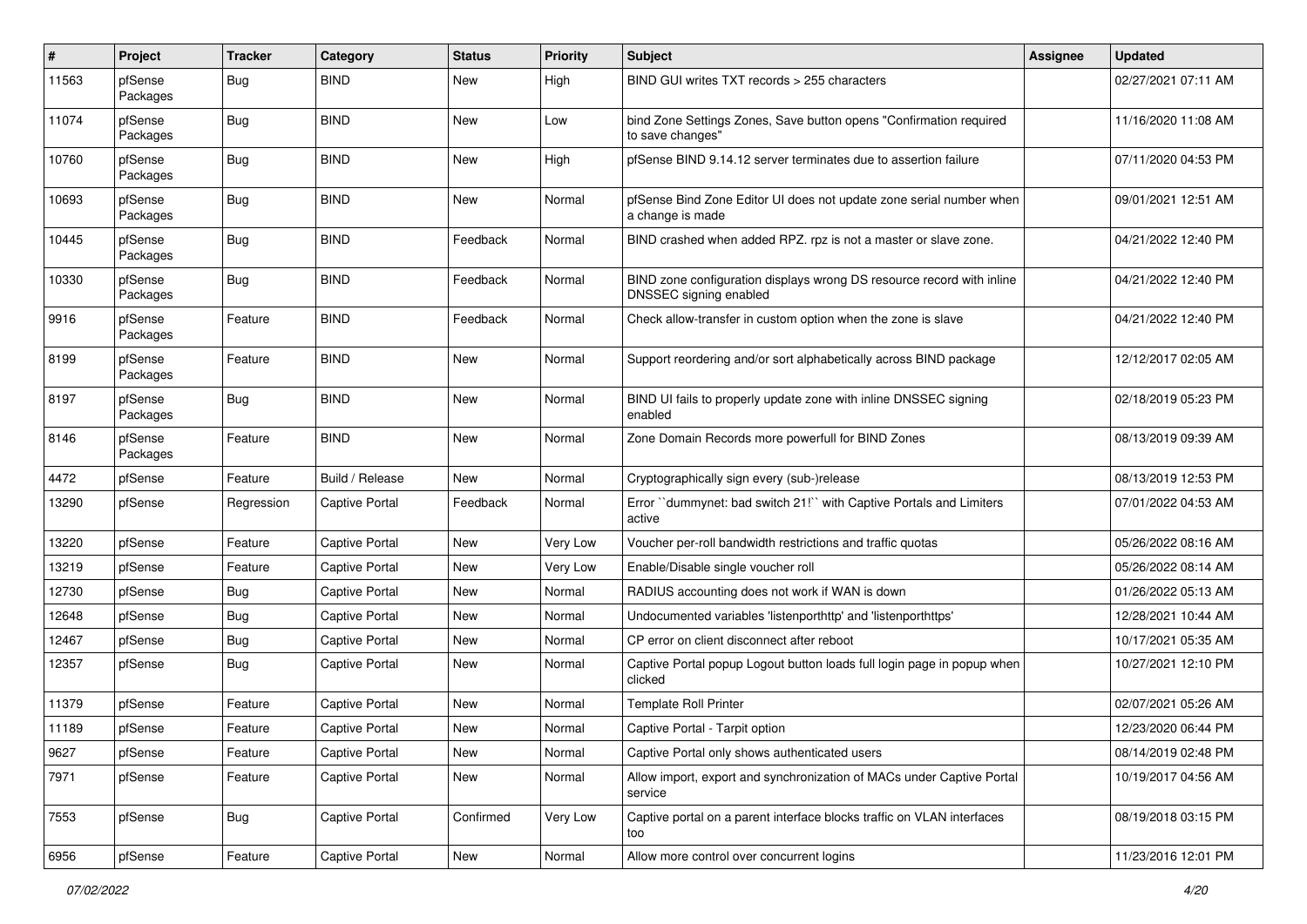| # | Project | Tracker | Category | Status | Priority | Subject | Assignee | Updated |
|---|---|---|---|---|---|---|---|---|
| 11563 | pfSense Packages | Bug | BIND | New | High | BIND GUI writes TXT records > 255 characters | | 02/27/2021 07:11 AM |
| 11074 | pfSense Packages | Bug | BIND | New | Low | bind Zone Settings Zones, Save button opens "Confirmation required to save changes" | | 11/16/2020 11:08 AM |
| 10760 | pfSense Packages | Bug | BIND | New | High | pfSense BIND 9.14.12 server terminates due to assertion failure | | 07/11/2020 04:53 PM |
| 10693 | pfSense Packages | Bug | BIND | New | Normal | pfSense Bind Zone Editor UI does not update zone serial number when a change is made | | 09/01/2021 12:51 AM |
| 10445 | pfSense Packages | Bug | BIND | Feedback | Normal | BIND crashed when added RPZ. rpz is not a master or slave zone. | | 04/21/2022 12:40 PM |
| 10330 | pfSense Packages | Bug | BIND | Feedback | Normal | BIND zone configuration displays wrong DS resource record with inline DNSSEC signing enabled | | 04/21/2022 12:40 PM |
| 9916 | pfSense Packages | Feature | BIND | Feedback | Normal | Check allow-transfer in custom option when the zone is slave | | 04/21/2022 12:40 PM |
| 8199 | pfSense Packages | Feature | BIND | New | Normal | Support reordering and/or sort alphabetically across BIND package | | 12/12/2017 02:05 AM |
| 8197 | pfSense Packages | Bug | BIND | New | Normal | BIND UI fails to properly update zone with inline DNSSEC signing enabled | | 02/18/2019 05:23 PM |
| 8146 | pfSense Packages | Feature | BIND | New | Normal | Zone Domain Records more powerfull for BIND Zones | | 08/13/2019 09:39 AM |
| 4472 | pfSense | Feature | Build / Release | New | Normal | Cryptographically sign every (sub-)release | | 08/13/2019 12:53 PM |
| 13290 | pfSense | Regression | Captive Portal | Feedback | Normal | Error ``dummynet: bad switch 21!`` with Captive Portals and Limiters active | | 07/01/2022 04:53 AM |
| 13220 | pfSense | Feature | Captive Portal | New | Very Low | Voucher per-roll bandwidth restrictions and traffic quotas | | 05/26/2022 08:16 AM |
| 13219 | pfSense | Feature | Captive Portal | New | Very Low | Enable/Disable single voucher roll | | 05/26/2022 08:14 AM |
| 12730 | pfSense | Bug | Captive Portal | New | Normal | RADIUS accounting does not work if WAN is down | | 01/26/2022 05:13 AM |
| 12648 | pfSense | Bug | Captive Portal | New | Normal | Undocumented variables 'listenporthttp' and 'listenporthttps' | | 12/28/2021 10:44 AM |
| 12467 | pfSense | Bug | Captive Portal | New | Normal | CP error on client disconnect after reboot | | 10/17/2021 05:35 AM |
| 12357 | pfSense | Bug | Captive Portal | New | Normal | Captive Portal popup Logout button loads full login page in popup when clicked | | 10/27/2021 12:10 PM |
| 11379 | pfSense | Feature | Captive Portal | New | Normal | Template Roll Printer | | 02/07/2021 05:26 AM |
| 11189 | pfSense | Feature | Captive Portal | New | Normal | Captive Portal - Tarpit option | | 12/23/2020 06:44 PM |
| 9627 | pfSense | Feature | Captive Portal | New | Normal | Captive Portal only shows authenticated users | | 08/14/2019 02:48 PM |
| 7971 | pfSense | Feature | Captive Portal | New | Normal | Allow import, export and synchronization of MACs under Captive Portal service | | 10/19/2017 04:56 AM |
| 7553 | pfSense | Bug | Captive Portal | Confirmed | Very Low | Captive portal on a parent interface blocks traffic on VLAN interfaces too | | 08/19/2018 03:15 PM |
| 6956 | pfSense | Feature | Captive Portal | New | Normal | Allow more control over concurrent logins | | 11/23/2016 12:01 PM |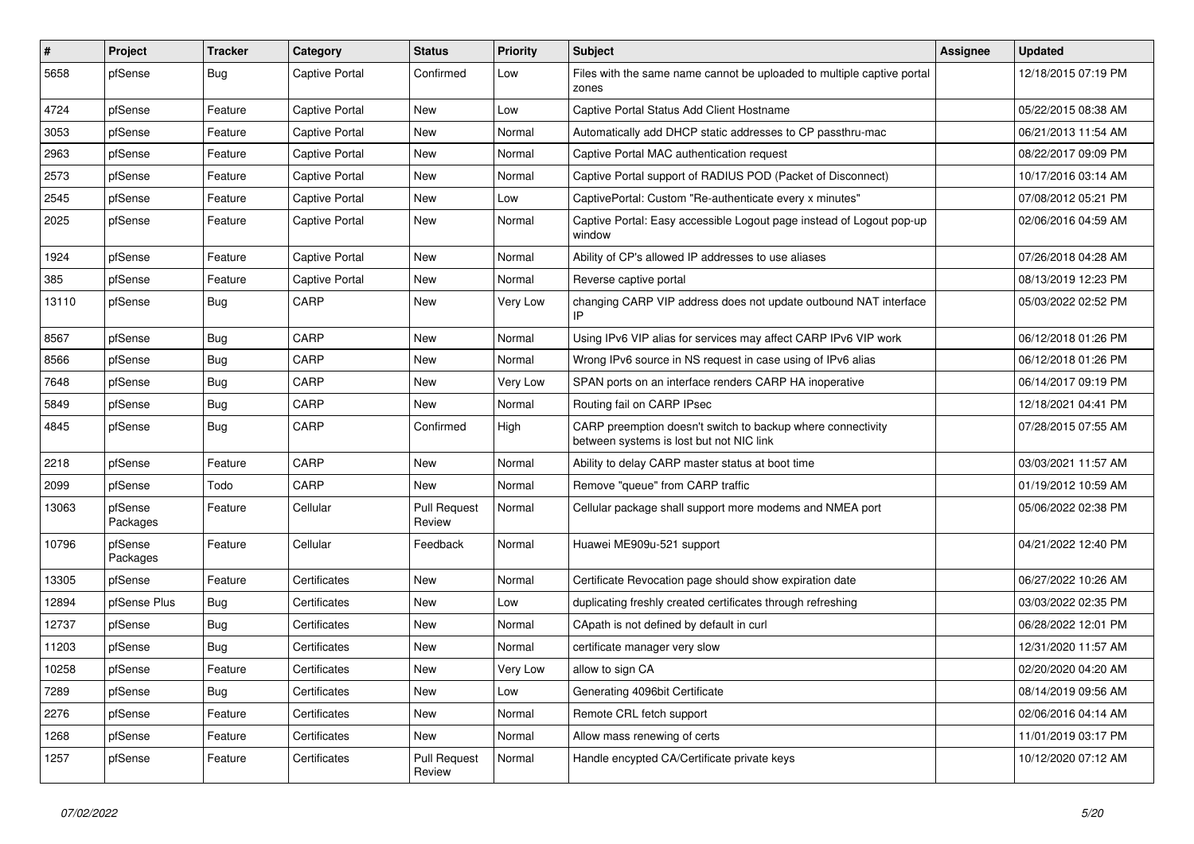| # | Project | Tracker | Category | Status | Priority | Subject | Assignee | Updated |
|---|---|---|---|---|---|---|---|---|
| 5658 | pfSense | Bug | Captive Portal | Confirmed | Low | Files with the same name cannot be uploaded to multiple captive portal zones | | 12/18/2015 07:19 PM |
| 4724 | pfSense | Feature | Captive Portal | New | Low | Captive Portal Status Add Client Hostname | | 05/22/2015 08:38 AM |
| 3053 | pfSense | Feature | Captive Portal | New | Normal | Automatically add DHCP static addresses to CP passthru-mac | | 06/21/2013 11:54 AM |
| 2963 | pfSense | Feature | Captive Portal | New | Normal | Captive Portal MAC authentication request | | 08/22/2017 09:09 PM |
| 2573 | pfSense | Feature | Captive Portal | New | Normal | Captive Portal support of RADIUS POD (Packet of Disconnect) | | 10/17/2016 03:14 AM |
| 2545 | pfSense | Feature | Captive Portal | New | Low | CaptivePortal: Custom "Re-authenticate every x minutes" | | 07/08/2012 05:21 PM |
| 2025 | pfSense | Feature | Captive Portal | New | Normal | Captive Portal: Easy accessible Logout page instead of Logout pop-up window | | 02/06/2016 04:59 AM |
| 1924 | pfSense | Feature | Captive Portal | New | Normal | Ability of CP's allowed IP addresses to use aliases | | 07/26/2018 04:28 AM |
| 385 | pfSense | Feature | Captive Portal | New | Normal | Reverse captive portal | | 08/13/2019 12:23 PM |
| 13110 | pfSense | Bug | CARP | New | Very Low | changing CARP VIP address does not update outbound NAT interface IP | | 05/03/2022 02:52 PM |
| 8567 | pfSense | Bug | CARP | New | Normal | Using IPv6 VIP alias for services may affect CARP IPv6 VIP work | | 06/12/2018 01:26 PM |
| 8566 | pfSense | Bug | CARP | New | Normal | Wrong IPv6 source in NS request in case using of IPv6 alias | | 06/12/2018 01:26 PM |
| 7648 | pfSense | Bug | CARP | New | Very Low | SPAN ports on an interface renders CARP HA inoperative | | 06/14/2017 09:19 PM |
| 5849 | pfSense | Bug | CARP | New | Normal | Routing fail on CARP IPsec | | 12/18/2021 04:41 PM |
| 4845 | pfSense | Bug | CARP | Confirmed | High | CARP preemption doesn't switch to backup where connectivity between systems is lost but not NIC link | | 07/28/2015 07:55 AM |
| 2218 | pfSense | Feature | CARP | New | Normal | Ability to delay CARP master status at boot time | | 03/03/2021 11:57 AM |
| 2099 | pfSense | Todo | CARP | New | Normal | Remove "queue" from CARP traffic | | 01/19/2012 10:59 AM |
| 13063 | pfSense Packages | Feature | Cellular | Pull Request Review | Normal | Cellular package shall support more modems and NMEA port | | 05/06/2022 02:38 PM |
| 10796 | pfSense Packages | Feature | Cellular | Feedback | Normal | Huawei ME909u-521 support | | 04/21/2022 12:40 PM |
| 13305 | pfSense | Feature | Certificates | New | Normal | Certificate Revocation page should show expiration date | | 06/27/2022 10:26 AM |
| 12894 | pfSense Plus | Bug | Certificates | New | Low | duplicating freshly created certificates through refreshing | | 03/03/2022 02:35 PM |
| 12737 | pfSense | Bug | Certificates | New | Normal | CApath is not defined by default in curl | | 06/28/2022 12:01 PM |
| 11203 | pfSense | Bug | Certificates | New | Normal | certificate manager very slow | | 12/31/2020 11:57 AM |
| 10258 | pfSense | Feature | Certificates | New | Very Low | allow to sign CA | | 02/20/2020 04:20 AM |
| 7289 | pfSense | Bug | Certificates | New | Low | Generating 4096bit Certificate | | 08/14/2019 09:56 AM |
| 2276 | pfSense | Feature | Certificates | New | Normal | Remote CRL fetch support | | 02/06/2016 04:14 AM |
| 1268 | pfSense | Feature | Certificates | New | Normal | Allow mass renewing of certs | | 11/01/2019 03:17 PM |
| 1257 | pfSense | Feature | Certificates | Pull Request Review | Normal | Handle encypted CA/Certificate private keys | | 10/12/2020 07:12 AM |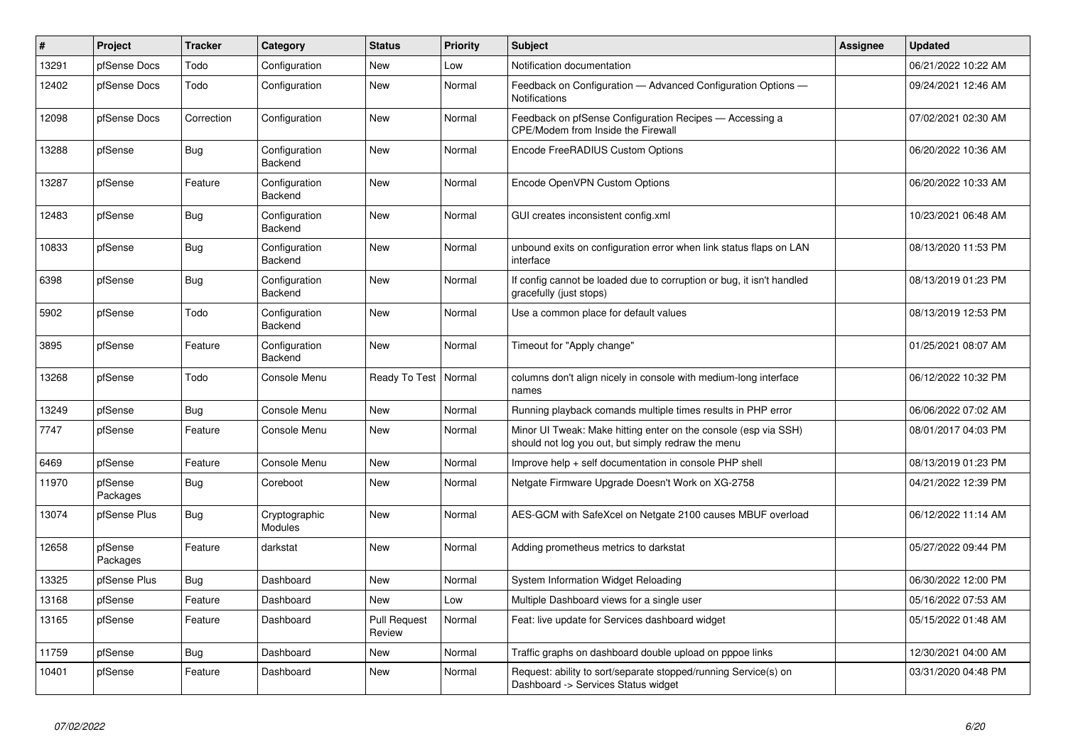| # | Project | Tracker | Category | Status | Priority | Subject | Assignee | Updated |
|---|---|---|---|---|---|---|---|---|
| 13291 | pfSense Docs | Todo | Configuration | New | Low | Notification documentation | | 06/21/2022 10:22 AM |
| 12402 | pfSense Docs | Todo | Configuration | New | Normal | Feedback on Configuration — Advanced Configuration Options — Notifications | | 09/24/2021 12:46 AM |
| 12098 | pfSense Docs | Correction | Configuration | New | Normal | Feedback on pfSense Configuration Recipes — Accessing a CPE/Modem from Inside the Firewall | | 07/02/2021 02:30 AM |
| 13288 | pfSense | Bug | Configuration Backend | New | Normal | Encode FreeRADIUS Custom Options | | 06/20/2022 10:36 AM |
| 13287 | pfSense | Feature | Configuration Backend | New | Normal | Encode OpenVPN Custom Options | | 06/20/2022 10:33 AM |
| 12483 | pfSense | Bug | Configuration Backend | New | Normal | GUI creates inconsistent config.xml | | 10/23/2021 06:48 AM |
| 10833 | pfSense | Bug | Configuration Backend | New | Normal | unbound exits on configuration error when link status flaps on LAN interface | | 08/13/2020 11:53 PM |
| 6398 | pfSense | Bug | Configuration Backend | New | Normal | If config cannot be loaded due to corruption or bug, it isn't handled gracefully (just stops) | | 08/13/2019 01:23 PM |
| 5902 | pfSense | Todo | Configuration Backend | New | Normal | Use a common place for default values | | 08/13/2019 12:53 PM |
| 3895 | pfSense | Feature | Configuration Backend | New | Normal | Timeout for "Apply change" | | 01/25/2021 08:07 AM |
| 13268 | pfSense | Todo | Console Menu | Ready To Test | Normal | columns don't align nicely in console with medium-long interface names | | 06/12/2022 10:32 PM |
| 13249 | pfSense | Bug | Console Menu | New | Normal | Running playback comands multiple times results in PHP error | | 06/06/2022 07:02 AM |
| 7747 | pfSense | Feature | Console Menu | New | Normal | Minor UI Tweak: Make hitting enter on the console (esp via SSH) should not log you out, but simply redraw the menu | | 08/01/2017 04:03 PM |
| 6469 | pfSense | Feature | Console Menu | New | Normal | Improve help + self documentation in console PHP shell | | 08/13/2019 01:23 PM |
| 11970 | pfSense Packages | Bug | Coreboot | New | Normal | Netgate Firmware Upgrade Doesn't Work on XG-2758 | | 04/21/2022 12:39 PM |
| 13074 | pfSense Plus | Bug | Cryptographic Modules | New | Normal | AES-GCM with SafeXcel on Netgate 2100 causes MBUF overload | | 06/12/2022 11:14 AM |
| 12658 | pfSense Packages | Feature | darkstat | New | Normal | Adding prometheus metrics to darkstat | | 05/27/2022 09:44 PM |
| 13325 | pfSense Plus | Bug | Dashboard | New | Normal | System Information Widget Reloading | | 06/30/2022 12:00 PM |
| 13168 | pfSense | Feature | Dashboard | New | Low | Multiple Dashboard views for a single user | | 05/16/2022 07:53 AM |
| 13165 | pfSense | Feature | Dashboard | Pull Request Review | Normal | Feat: live update for Services dashboard widget | | 05/15/2022 01:48 AM |
| 11759 | pfSense | Bug | Dashboard | New | Normal | Traffic graphs on dashboard double upload on pppoe links | | 12/30/2021 04:00 AM |
| 10401 | pfSense | Feature | Dashboard | New | Normal | Request: ability to sort/separate stopped/running Service(s) on Dashboard -> Services Status widget | | 03/31/2020 04:48 PM |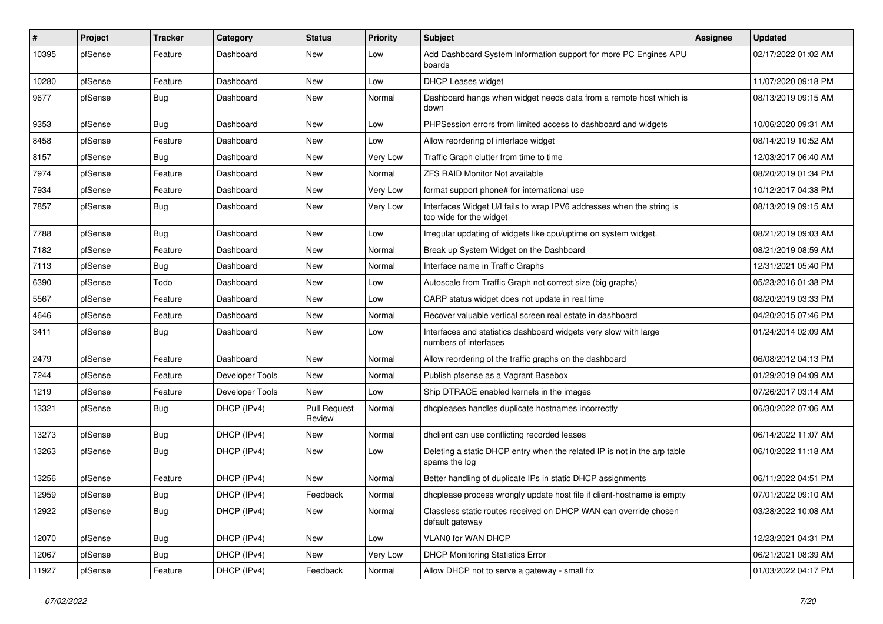| # | Project | Tracker | Category | Status | Priority | Subject | Assignee | Updated |
|---|---|---|---|---|---|---|---|---|
| 10395 | pfSense | Feature | Dashboard | New | Low | Add Dashboard System Information support for more PC Engines APU boards | | 02/17/2022 01:02 AM |
| 10280 | pfSense | Feature | Dashboard | New | Low | DHCP Leases widget | | 11/07/2020 09:18 PM |
| 9677 | pfSense | Bug | Dashboard | New | Normal | Dashboard hangs when widget needs data from a remote host which is down | | 08/13/2019 09:15 AM |
| 9353 | pfSense | Bug | Dashboard | New | Low | PHPSession errors from limited access to dashboard and widgets | | 10/06/2020 09:31 AM |
| 8458 | pfSense | Feature | Dashboard | New | Low | Allow reordering of interface widget | | 08/14/2019 10:52 AM |
| 8157 | pfSense | Bug | Dashboard | New | Very Low | Traffic Graph clutter from time to time | | 12/03/2017 06:40 AM |
| 7974 | pfSense | Feature | Dashboard | New | Normal | ZFS RAID Monitor Not available | | 08/20/2019 01:34 PM |
| 7934 | pfSense | Feature | Dashboard | New | Very Low | format support phone# for international use | | 10/12/2017 04:38 PM |
| 7857 | pfSense | Bug | Dashboard | New | Very Low | Interfaces Widget U/I fails to wrap IPV6 addresses when the string is too wide for the widget | | 08/13/2019 09:15 AM |
| 7788 | pfSense | Bug | Dashboard | New | Low | Irregular updating of widgets like cpu/uptime on system widget. | | 08/21/2019 09:03 AM |
| 7182 | pfSense | Feature | Dashboard | New | Normal | Break up System Widget on the Dashboard | | 08/21/2019 08:59 AM |
| 7113 | pfSense | Bug | Dashboard | New | Normal | Interface name in Traffic Graphs | | 12/31/2021 05:40 PM |
| 6390 | pfSense | Todo | Dashboard | New | Low | Autoscale from Traffic Graph not correct size (big graphs) | | 05/23/2016 01:38 PM |
| 5567 | pfSense | Feature | Dashboard | New | Low | CARP status widget does not update in real time | | 08/20/2019 03:33 PM |
| 4646 | pfSense | Feature | Dashboard | New | Normal | Recover valuable vertical screen real estate in dashboard | | 04/20/2015 07:46 PM |
| 3411 | pfSense | Bug | Dashboard | New | Low | Interfaces and statistics dashboard widgets very slow with large numbers of interfaces | | 01/24/2014 02:09 AM |
| 2479 | pfSense | Feature | Dashboard | New | Normal | Allow reordering of the traffic graphs on the dashboard | | 06/08/2012 04:13 PM |
| 7244 | pfSense | Feature | Developer Tools | New | Normal | Publish pfsense as a Vagrant Basebox | | 01/29/2019 04:09 AM |
| 1219 | pfSense | Feature | Developer Tools | New | Low | Ship DTRACE enabled kernels in the images | | 07/26/2017 03:14 AM |
| 13321 | pfSense | Bug | DHCP (IPv4) | Pull Request Review | Normal | dhcpleases handles duplicate hostnames incorrectly | | 06/30/2022 07:06 AM |
| 13273 | pfSense | Bug | DHCP (IPv4) | New | Normal | dhclient can use conflicting recorded leases | | 06/14/2022 11:07 AM |
| 13263 | pfSense | Bug | DHCP (IPv4) | New | Low | Deleting a static DHCP entry when the related IP is not in the arp table spams the log | | 06/10/2022 11:18 AM |
| 13256 | pfSense | Feature | DHCP (IPv4) | New | Normal | Better handling of duplicate IPs in static DHCP assignments | | 06/11/2022 04:51 PM |
| 12959 | pfSense | Bug | DHCP (IPv4) | Feedback | Normal | dhcplease process wrongly update host file if client-hostname is empty | | 07/01/2022 09:10 AM |
| 12922 | pfSense | Bug | DHCP (IPv4) | New | Normal | Classless static routes received on DHCP WAN can override chosen default gateway | | 03/28/2022 10:08 AM |
| 12070 | pfSense | Bug | DHCP (IPv4) | New | Low | VLAN0 for WAN DHCP | | 12/23/2021 04:31 PM |
| 12067 | pfSense | Bug | DHCP (IPv4) | New | Very Low | DHCP Monitoring Statistics Error | | 06/21/2021 08:39 AM |
| 11927 | pfSense | Feature | DHCP (IPv4) | Feedback | Normal | Allow DHCP not to serve a gateway - small fix | | 01/03/2022 04:17 PM |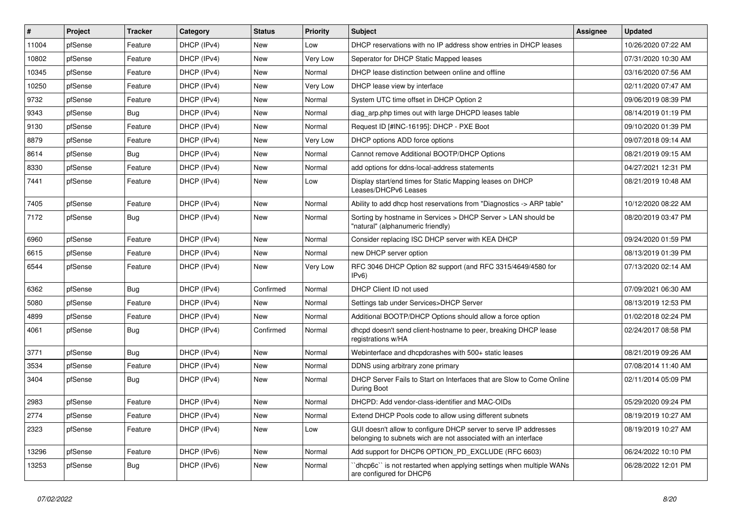| # | Project | Tracker | Category | Status | Priority | Subject | Assignee | Updated |
|---|---|---|---|---|---|---|---|---|
| 11004 | pfSense | Feature | DHCP (IPv4) | New | Low | DHCP reservations with no IP address show entries in DHCP leases | | 10/26/2020 07:22 AM |
| 10802 | pfSense | Feature | DHCP (IPv4) | New | Very Low | Seperator for DHCP Static Mapped leases | | 07/31/2020 10:30 AM |
| 10345 | pfSense | Feature | DHCP (IPv4) | New | Normal | DHCP lease distinction between online and offline | | 03/16/2020 07:56 AM |
| 10250 | pfSense | Feature | DHCP (IPv4) | New | Very Low | DHCP lease view by interface | | 02/11/2020 07:47 AM |
| 9732 | pfSense | Feature | DHCP (IPv4) | New | Normal | System UTC time offset in DHCP Option 2 | | 09/06/2019 08:39 PM |
| 9343 | pfSense | Bug | DHCP (IPv4) | New | Normal | diag_arp.php times out with large DHCPD leases table | | 08/14/2019 01:19 PM |
| 9130 | pfSense | Feature | DHCP (IPv4) | New | Normal | Request ID [#INC-16195]: DHCP - PXE Boot | | 09/10/2020 01:39 PM |
| 8879 | pfSense | Feature | DHCP (IPv4) | New | Very Low | DHCP options ADD force options | | 09/07/2018 09:14 AM |
| 8614 | pfSense | Bug | DHCP (IPv4) | New | Normal | Cannot remove Additional BOOTP/DHCP Options | | 08/21/2019 09:15 AM |
| 8330 | pfSense | Feature | DHCP (IPv4) | New | Normal | add options for ddns-local-address statements | | 04/27/2021 12:31 PM |
| 7441 | pfSense | Feature | DHCP (IPv4) | New | Low | Display start/end times for Static Mapping leases on DHCP Leases/DHCPv6 Leases | | 08/21/2019 10:48 AM |
| 7405 | pfSense | Feature | DHCP (IPv4) | New | Normal | Ability to add dhcp host reservations from "Diagnostics -> ARP table" | | 10/12/2020 08:22 AM |
| 7172 | pfSense | Bug | DHCP (IPv4) | New | Normal | Sorting by hostname in Services > DHCP Server > LAN should be "natural" (alphanumeric friendly) | | 08/20/2019 03:47 PM |
| 6960 | pfSense | Feature | DHCP (IPv4) | New | Normal | Consider replacing ISC DHCP server with KEA DHCP | | 09/24/2020 01:59 PM |
| 6615 | pfSense | Feature | DHCP (IPv4) | New | Normal | new DHCP server option | | 08/13/2019 01:39 PM |
| 6544 | pfSense | Feature | DHCP (IPv4) | New | Very Low | RFC 3046 DHCP Option 82 support (and RFC 3315/4649/4580 for IPv6) | | 07/13/2020 02:14 AM |
| 6362 | pfSense | Bug | DHCP (IPv4) | Confirmed | Normal | DHCP Client ID not used | | 07/09/2021 06:30 AM |
| 5080 | pfSense | Feature | DHCP (IPv4) | New | Normal | Settings tab under Services>DHCP Server | | 08/13/2019 12:53 PM |
| 4899 | pfSense | Feature | DHCP (IPv4) | New | Normal | Additional BOOTP/DHCP Options should allow a force option | | 01/02/2018 02:24 PM |
| 4061 | pfSense | Bug | DHCP (IPv4) | Confirmed | Normal | dhcpd doesn't send client-hostname to peer, breaking DHCP lease registrations w/HA | | 02/24/2017 08:58 PM |
| 3771 | pfSense | Bug | DHCP (IPv4) | New | Normal | Webinterface and dhcpdcrashes with 500+ static leases | | 08/21/2019 09:26 AM |
| 3534 | pfSense | Feature | DHCP (IPv4) | New | Normal | DDNS using arbitrary zone primary | | 07/08/2014 11:40 AM |
| 3404 | pfSense | Bug | DHCP (IPv4) | New | Normal | DHCP Server Fails to Start on Interfaces that are Slow to Come Online During Boot | | 02/11/2014 05:09 PM |
| 2983 | pfSense | Feature | DHCP (IPv4) | New | Normal | DHCPD: Add vendor-class-identifier and MAC-OIDs | | 05/29/2020 09:24 PM |
| 2774 | pfSense | Feature | DHCP (IPv4) | New | Normal | Extend DHCP Pools code to allow using different subnets | | 08/19/2019 10:27 AM |
| 2323 | pfSense | Feature | DHCP (IPv4) | New | Low | GUI doesn't allow to configure DHCP server to serve IP addresses belonging to subnets wich are not associated with an interface | | 08/19/2019 10:27 AM |
| 13296 | pfSense | Feature | DHCP (IPv6) | New | Normal | Add support for DHCP6 OPTION_PD_EXCLUDE (RFC 6603) | | 06/24/2022 10:10 PM |
| 13253 | pfSense | Bug | DHCP (IPv6) | New | Normal | ``dhcp6c`` is not restarted when applying settings when multiple WANs are configured for DHCP6 | | 06/28/2022 12:01 PM |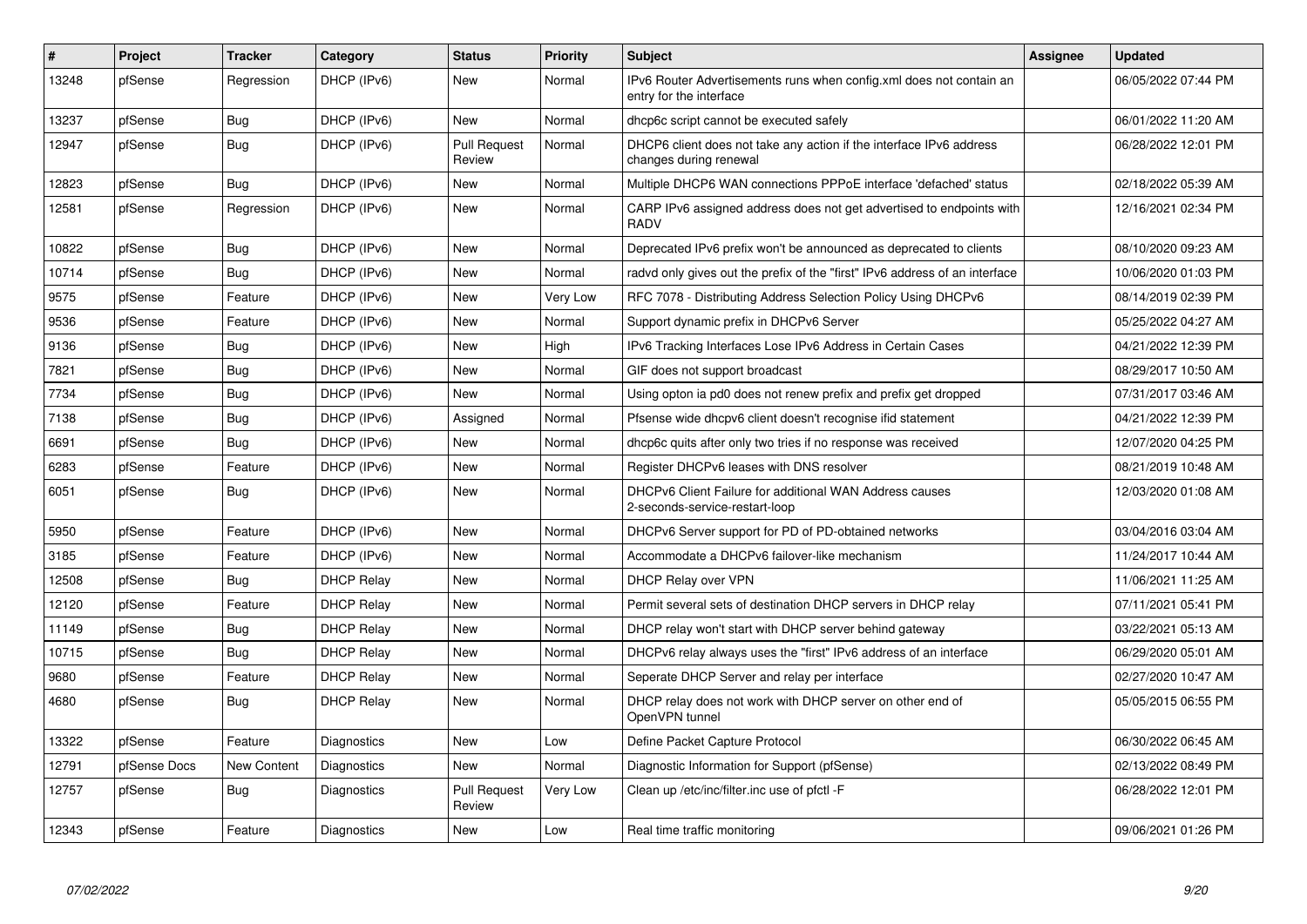| # | Project | Tracker | Category | Status | Priority | Subject | Assignee | Updated |
|---|---|---|---|---|---|---|---|---|
| 13248 | pfSense | Regression | DHCP (IPv6) | New | Normal | IPv6 Router Advertisements runs when config.xml does not contain an entry for the interface | | 06/05/2022 07:44 PM |
| 13237 | pfSense | Bug | DHCP (IPv6) | New | Normal | dhcp6c script cannot be executed safely | | 06/01/2022 11:20 AM |
| 12947 | pfSense | Bug | DHCP (IPv6) | Pull Request Review | Normal | DHCP6 client does not take any action if the interface IPv6 address changes during renewal | | 06/28/2022 12:01 PM |
| 12823 | pfSense | Bug | DHCP (IPv6) | New | Normal | Multiple DHCP6 WAN connections PPPoE interface 'defached' status | | 02/18/2022 05:39 AM |
| 12581 | pfSense | Regression | DHCP (IPv6) | New | Normal | CARP IPv6 assigned address does not get advertised to endpoints with RADV | | 12/16/2021 02:34 PM |
| 10822 | pfSense | Bug | DHCP (IPv6) | New | Normal | Deprecated IPv6 prefix won't be announced as deprecated to clients | | 08/10/2020 09:23 AM |
| 10714 | pfSense | Bug | DHCP (IPv6) | New | Normal | radvd only gives out the prefix of the "first" IPv6 address of an interface | | 10/06/2020 01:03 PM |
| 9575 | pfSense | Feature | DHCP (IPv6) | New | Very Low | RFC 7078 - Distributing Address Selection Policy Using DHCPv6 | | 08/14/2019 02:39 PM |
| 9536 | pfSense | Feature | DHCP (IPv6) | New | Normal | Support dynamic prefix in DHCPv6 Server | | 05/25/2022 04:27 AM |
| 9136 | pfSense | Bug | DHCP (IPv6) | New | High | IPv6 Tracking Interfaces Lose IPv6 Address in Certain Cases | | 04/21/2022 12:39 PM |
| 7821 | pfSense | Bug | DHCP (IPv6) | New | Normal | GIF does not support broadcast | | 08/29/2017 10:50 AM |
| 7734 | pfSense | Bug | DHCP (IPv6) | New | Normal | Using opton ia pd0 does not renew prefix and prefix get dropped | | 07/31/2017 03:46 AM |
| 7138 | pfSense | Bug | DHCP (IPv6) | Assigned | Normal | Pfsense wide dhcpv6 client doesn't recognise ifid statement | | 04/21/2022 12:39 PM |
| 6691 | pfSense | Bug | DHCP (IPv6) | New | Normal | dhcp6c quits after only two tries if no response was received | | 12/07/2020 04:25 PM |
| 6283 | pfSense | Feature | DHCP (IPv6) | New | Normal | Register DHCPv6 leases with DNS resolver | | 08/21/2019 10:48 AM |
| 6051 | pfSense | Bug | DHCP (IPv6) | New | Normal | DHCPv6 Client Failure for additional WAN Address causes 2-seconds-service-restart-loop | | 12/03/2020 01:08 AM |
| 5950 | pfSense | Feature | DHCP (IPv6) | New | Normal | DHCPv6 Server support for PD of PD-obtained networks | | 03/04/2016 03:04 AM |
| 3185 | pfSense | Feature | DHCP (IPv6) | New | Normal | Accommodate a DHCPv6 failover-like mechanism | | 11/24/2017 10:44 AM |
| 12508 | pfSense | Bug | DHCP Relay | New | Normal | DHCP Relay over VPN | | 11/06/2021 11:25 AM |
| 12120 | pfSense | Feature | DHCP Relay | New | Normal | Permit several sets of destination DHCP servers in DHCP relay | | 07/11/2021 05:41 PM |
| 11149 | pfSense | Bug | DHCP Relay | New | Normal | DHCP relay won't start with DHCP server behind gateway | | 03/22/2021 05:13 AM |
| 10715 | pfSense | Bug | DHCP Relay | New | Normal | DHCPv6 relay always uses the "first" IPv6 address of an interface | | 06/29/2020 05:01 AM |
| 9680 | pfSense | Feature | DHCP Relay | New | Normal | Seperate DHCP Server and relay per interface | | 02/27/2020 10:47 AM |
| 4680 | pfSense | Bug | DHCP Relay | New | Normal | DHCP relay does not work with DHCP server on other end of OpenVPN tunnel | | 05/05/2015 06:55 PM |
| 13322 | pfSense | Feature | Diagnostics | New | Low | Define Packet Capture Protocol | | 06/30/2022 06:45 AM |
| 12791 | pfSense Docs | New Content | Diagnostics | New | Normal | Diagnostic Information for Support (pfSense) | | 02/13/2022 08:49 PM |
| 12757 | pfSense | Bug | Diagnostics | Pull Request Review | Very Low | Clean up /etc/inc/filter.inc use of pfctl -F | | 06/28/2022 12:01 PM |
| 12343 | pfSense | Feature | Diagnostics | New | Low | Real time traffic monitoring | | 09/06/2021 01:26 PM |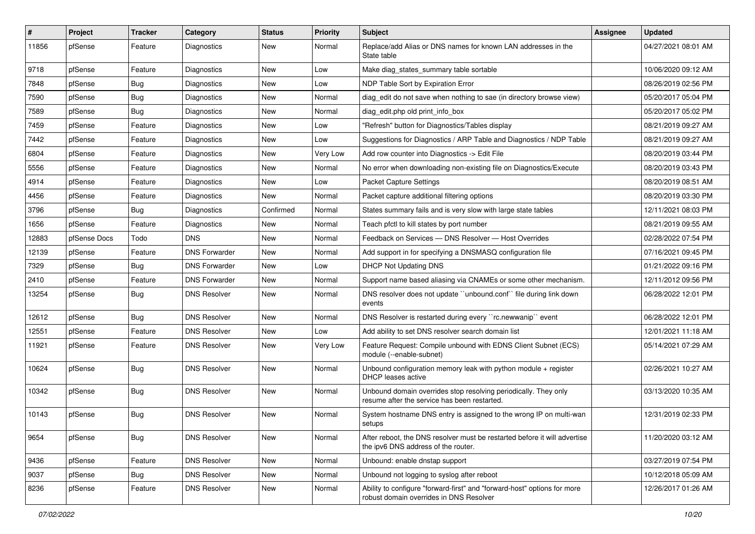| # | Project | Tracker | Category | Status | Priority | Subject | Assignee | Updated |
|---|---|---|---|---|---|---|---|---|
| 11856 | pfSense | Feature | Diagnostics | New | Normal | Replace/add Alias or DNS names for known LAN addresses in the State table | | 04/27/2021 08:01 AM |
| 9718 | pfSense | Feature | Diagnostics | New | Low | Make diag_states_summary table sortable | | 10/06/2020 09:12 AM |
| 7848 | pfSense | Bug | Diagnostics | New | Low | NDP Table Sort by Expiration Error | | 08/26/2019 02:56 PM |
| 7590 | pfSense | Bug | Diagnostics | New | Normal | diag_edit do not save when nothing to sae (in directory browse view) | | 05/20/2017 05:04 PM |
| 7589 | pfSense | Bug | Diagnostics | New | Normal | diag_edit.php old print_info_box | | 05/20/2017 05:02 PM |
| 7459 | pfSense | Feature | Diagnostics | New | Low | "Refresh" button for Diagnostics/Tables display | | 08/21/2019 09:27 AM |
| 7442 | pfSense | Feature | Diagnostics | New | Low | Suggestions for Diagnostics / ARP Table and Diagnostics / NDP Table | | 08/21/2019 09:27 AM |
| 6804 | pfSense | Feature | Diagnostics | New | Very Low | Add row counter into Diagnostics -> Edit File | | 08/20/2019 03:44 PM |
| 5556 | pfSense | Feature | Diagnostics | New | Normal | No error when downloading non-existing file on Diagnostics/Execute | | 08/20/2019 03:43 PM |
| 4914 | pfSense | Feature | Diagnostics | New | Low | Packet Capture Settings | | 08/20/2019 08:51 AM |
| 4456 | pfSense | Feature | Diagnostics | New | Normal | Packet capture additional filtering options | | 08/20/2019 03:30 PM |
| 3796 | pfSense | Bug | Diagnostics | Confirmed | Normal | States summary fails and is very slow with large state tables | | 12/11/2021 08:03 PM |
| 1656 | pfSense | Feature | Diagnostics | New | Normal | Teach pfctl to kill states by port number | | 08/21/2019 09:55 AM |
| 12883 | pfSense Docs | Todo | DNS | New | Normal | Feedback on Services — DNS Resolver — Host Overrides | | 02/28/2022 07:54 PM |
| 12139 | pfSense | Feature | DNS Forwarder | New | Normal | Add support in for specifying a DNSMASQ configuration file | | 07/16/2021 09:45 PM |
| 7329 | pfSense | Bug | DNS Forwarder | New | Low | DHCP Not Updating DNS | | 01/21/2022 09:16 PM |
| 2410 | pfSense | Feature | DNS Forwarder | New | Normal | Support name based aliasing via CNAMEs or some other mechanism. | | 12/11/2012 09:56 PM |
| 13254 | pfSense | Bug | DNS Resolver | New | Normal | DNS resolver does not update ``unbound.conf`` file during link down events | | 06/28/2022 12:01 PM |
| 12612 | pfSense | Bug | DNS Resolver | New | Normal | DNS Resolver is restarted during every ``rc.newwanip`` event | | 06/28/2022 12:01 PM |
| 12551 | pfSense | Feature | DNS Resolver | New | Low | Add ability to set DNS resolver search domain list | | 12/01/2021 11:18 AM |
| 11921 | pfSense | Feature | DNS Resolver | New | Very Low | Feature Request: Compile unbound with EDNS Client Subnet (ECS) module (--enable-subnet) | | 05/14/2021 07:29 AM |
| 10624 | pfSense | Bug | DNS Resolver | New | Normal | Unbound configuration memory leak with python module + register DHCP leases active | | 02/26/2021 10:27 AM |
| 10342 | pfSense | Bug | DNS Resolver | New | Normal | Unbound domain overrides stop resolving periodically. They only resume after the service has been restarted. | | 03/13/2020 10:35 AM |
| 10143 | pfSense | Bug | DNS Resolver | New | Normal | System hostname DNS entry is assigned to the wrong IP on multi-wan setups | | 12/31/2019 02:33 PM |
| 9654 | pfSense | Bug | DNS Resolver | New | Normal | After reboot, the DNS resolver must be restarted before it will advertise the ipv6 DNS address of the router. | | 11/20/2020 03:12 AM |
| 9436 | pfSense | Feature | DNS Resolver | New | Normal | Unbound: enable dnstap support | | 03/27/2019 07:54 PM |
| 9037 | pfSense | Bug | DNS Resolver | New | Normal | Unbound not logging to syslog after reboot | | 10/12/2018 05:09 AM |
| 8236 | pfSense | Feature | DNS Resolver | New | Normal | Ability to configure "forward-first" and "forward-host" options for more robust domain overrides in DNS Resolver | | 12/26/2017 01:26 AM |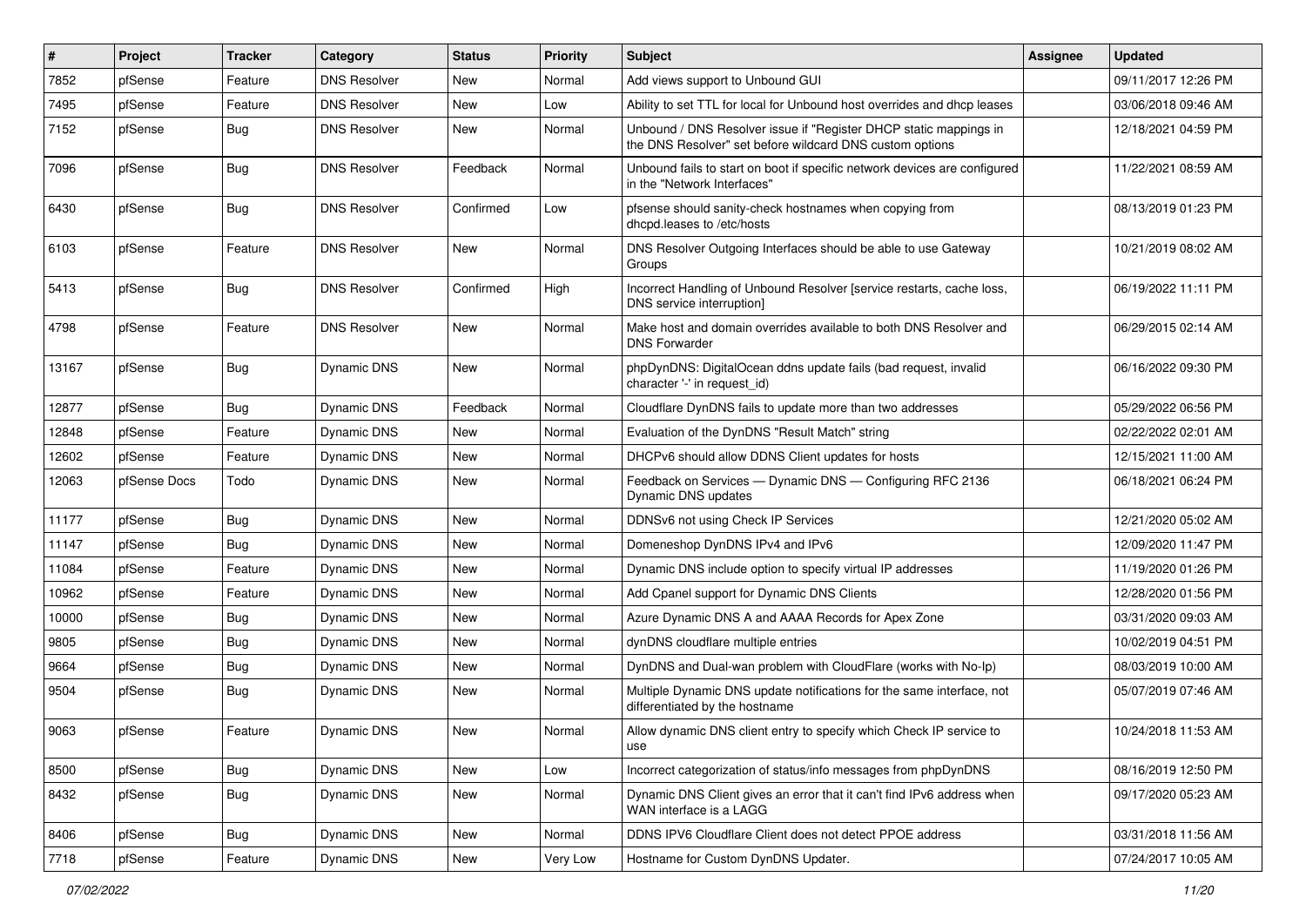| # | Project | Tracker | Category | Status | Priority | Subject | Assignee | Updated |
|---|---|---|---|---|---|---|---|---|
| 7852 | pfSense | Feature | DNS Resolver | New | Normal | Add views support to Unbound GUI | | 09/11/2017 12:26 PM |
| 7495 | pfSense | Feature | DNS Resolver | New | Low | Ability to set TTL for local for Unbound host overrides and dhcp leases | | 03/06/2018 09:46 AM |
| 7152 | pfSense | Bug | DNS Resolver | New | Normal | Unbound / DNS Resolver issue if "Register DHCP static mappings in the DNS Resolver" set before wildcard DNS custom options | | 12/18/2021 04:59 PM |
| 7096 | pfSense | Bug | DNS Resolver | Feedback | Normal | Unbound fails to start on boot if specific network devices are configured in the "Network Interfaces" | | 11/22/2021 08:59 AM |
| 6430 | pfSense | Bug | DNS Resolver | Confirmed | Low | pfsense should sanity-check hostnames when copying from dhcpd.leases to /etc/hosts | | 08/13/2019 01:23 PM |
| 6103 | pfSense | Feature | DNS Resolver | New | Normal | DNS Resolver Outgoing Interfaces should be able to use Gateway Groups | | 10/21/2019 08:02 AM |
| 5413 | pfSense | Bug | DNS Resolver | Confirmed | High | Incorrect Handling of Unbound Resolver [service restarts, cache loss, DNS service interruption] | | 06/19/2022 11:11 PM |
| 4798 | pfSense | Feature | DNS Resolver | New | Normal | Make host and domain overrides available to both DNS Resolver and DNS Forwarder | | 06/29/2015 02:14 AM |
| 13167 | pfSense | Bug | Dynamic DNS | New | Normal | phpDynDNS: DigitalOcean ddns update fails (bad request, invalid character '-' in request_id) | | 06/16/2022 09:30 PM |
| 12877 | pfSense | Bug | Dynamic DNS | Feedback | Normal | Cloudflare DynDNS fails to update more than two addresses | | 05/29/2022 06:56 PM |
| 12848 | pfSense | Feature | Dynamic DNS | New | Normal | Evaluation of the DynDNS "Result Match" string | | 02/22/2022 02:01 AM |
| 12602 | pfSense | Feature | Dynamic DNS | New | Normal | DHCPv6 should allow DDNS Client updates for hosts | | 12/15/2021 11:00 AM |
| 12063 | pfSense Docs | Todo | Dynamic DNS | New | Normal | Feedback on Services — Dynamic DNS — Configuring RFC 2136 Dynamic DNS updates | | 06/18/2021 06:24 PM |
| 11177 | pfSense | Bug | Dynamic DNS | New | Normal | DDNSv6 not using Check IP Services | | 12/21/2020 05:02 AM |
| 11147 | pfSense | Bug | Dynamic DNS | New | Normal | Domeneshop DynDNS IPv4 and IPv6 | | 12/09/2020 11:47 PM |
| 11084 | pfSense | Feature | Dynamic DNS | New | Normal | Dynamic DNS include option to specify virtual IP addresses | | 11/19/2020 01:26 PM |
| 10962 | pfSense | Feature | Dynamic DNS | New | Normal | Add Cpanel support for Dynamic DNS Clients | | 12/28/2020 01:56 PM |
| 10000 | pfSense | Bug | Dynamic DNS | New | Normal | Azure Dynamic DNS A and AAAA Records for Apex Zone | | 03/31/2020 09:03 AM |
| 9805 | pfSense | Bug | Dynamic DNS | New | Normal | dynDNS cloudflare multiple entries | | 10/02/2019 04:51 PM |
| 9664 | pfSense | Bug | Dynamic DNS | New | Normal | DynDNS and Dual-wan problem with CloudFlare (works with No-Ip) | | 08/03/2019 10:00 AM |
| 9504 | pfSense | Bug | Dynamic DNS | New | Normal | Multiple Dynamic DNS update notifications for the same interface, not differentiated by the hostname | | 05/07/2019 07:46 AM |
| 9063 | pfSense | Feature | Dynamic DNS | New | Normal | Allow dynamic DNS client entry to specify which Check IP service to use | | 10/24/2018 11:53 AM |
| 8500 | pfSense | Bug | Dynamic DNS | New | Low | Incorrect categorization of status/info messages from phpDynDNS | | 08/16/2019 12:50 PM |
| 8432 | pfSense | Bug | Dynamic DNS | New | Normal | Dynamic DNS Client gives an error that it can't find IPv6 address when WAN interface is a LAGG | | 09/17/2020 05:23 AM |
| 8406 | pfSense | Bug | Dynamic DNS | New | Normal | DDNS IPV6 Cloudflare Client does not detect PPOE address | | 03/31/2018 11:56 AM |
| 7718 | pfSense | Feature | Dynamic DNS | New | Very Low | Hostname for Custom DynDNS Updater. | | 07/24/2017 10:05 AM |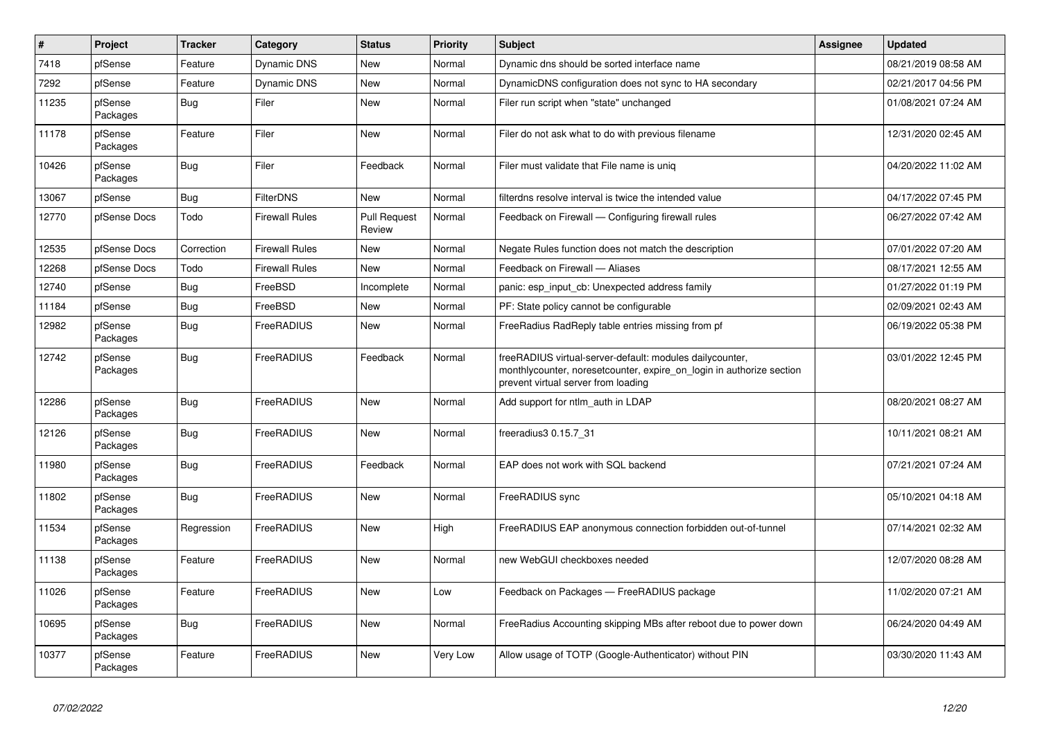| # | Project | Tracker | Category | Status | Priority | Subject | Assignee | Updated |
|---|---|---|---|---|---|---|---|---|
| 7418 | pfSense | Feature | Dynamic DNS | New | Normal | Dynamic dns should be sorted interface name | | 08/21/2019 08:58 AM |
| 7292 | pfSense | Feature | Dynamic DNS | New | Normal | DynamicDNS configuration does not sync to HA secondary | | 02/21/2017 04:56 PM |
| 11235 | pfSense Packages | Bug | Filer | New | Normal | Filer run script when "state" unchanged | | 01/08/2021 07:24 AM |
| 11178 | pfSense Packages | Feature | Filer | New | Normal | Filer do not ask what to do with previous filename | | 12/31/2020 02:45 AM |
| 10426 | pfSense Packages | Bug | Filer | Feedback | Normal | Filer must validate that File name is uniq | | 04/20/2022 11:02 AM |
| 13067 | pfSense | Bug | FilterDNS | New | Normal | filterdns resolve interval is twice the intended value | | 04/17/2022 07:45 PM |
| 12770 | pfSense Docs | Todo | Firewall Rules | Pull Request Review | Normal | Feedback on Firewall — Configuring firewall rules | | 06/27/2022 07:42 AM |
| 12535 | pfSense Docs | Correction | Firewall Rules | New | Normal | Negate Rules function does not match the description | | 07/01/2022 07:20 AM |
| 12268 | pfSense Docs | Todo | Firewall Rules | New | Normal | Feedback on Firewall — Aliases | | 08/17/2021 12:55 AM |
| 12740 | pfSense | Bug | FreeBSD | Incomplete | Normal | panic: esp_input_cb: Unexpected address family | | 01/27/2022 01:19 PM |
| 11184 | pfSense | Bug | FreeBSD | New | Normal | PF: State policy cannot be configurable | | 02/09/2021 02:43 AM |
| 12982 | pfSense Packages | Bug | FreeRADIUS | New | Normal | FreeRadius RadReply table entries missing from pf | | 06/19/2022 05:38 PM |
| 12742 | pfSense Packages | Bug | FreeRADIUS | Feedback | Normal | freeRADIUS virtual-server-default: modules dailycounter, monthlycounter, noresetcounter, expire_on_login in authorize section prevent virtual server from loading | | 03/01/2022 12:45 PM |
| 12286 | pfSense Packages | Bug | FreeRADIUS | New | Normal | Add support for ntlm_auth in LDAP | | 08/20/2021 08:27 AM |
| 12126 | pfSense Packages | Bug | FreeRADIUS | New | Normal | freeradius3 0.15.7_31 | | 10/11/2021 08:21 AM |
| 11980 | pfSense Packages | Bug | FreeRADIUS | Feedback | Normal | EAP does not work with SQL backend | | 07/21/2021 07:24 AM |
| 11802 | pfSense Packages | Bug | FreeRADIUS | New | Normal | FreeRADIUS sync | | 05/10/2021 04:18 AM |
| 11534 | pfSense Packages | Regression | FreeRADIUS | New | High | FreeRADIUS EAP anonymous connection forbidden out-of-tunnel | | 07/14/2021 02:32 AM |
| 11138 | pfSense Packages | Feature | FreeRADIUS | New | Normal | new WebGUI checkboxes needed | | 12/07/2020 08:28 AM |
| 11026 | pfSense Packages | Feature | FreeRADIUS | New | Low | Feedback on Packages — FreeRADIUS package | | 11/02/2020 07:21 AM |
| 10695 | pfSense Packages | Bug | FreeRADIUS | New | Normal | FreeRadius Accounting skipping MBs after reboot due to power down | | 06/24/2020 04:49 AM |
| 10377 | pfSense Packages | Feature | FreeRADIUS | New | Very Low | Allow usage of TOTP (Google-Authenticator) without PIN | | 03/30/2020 11:43 AM |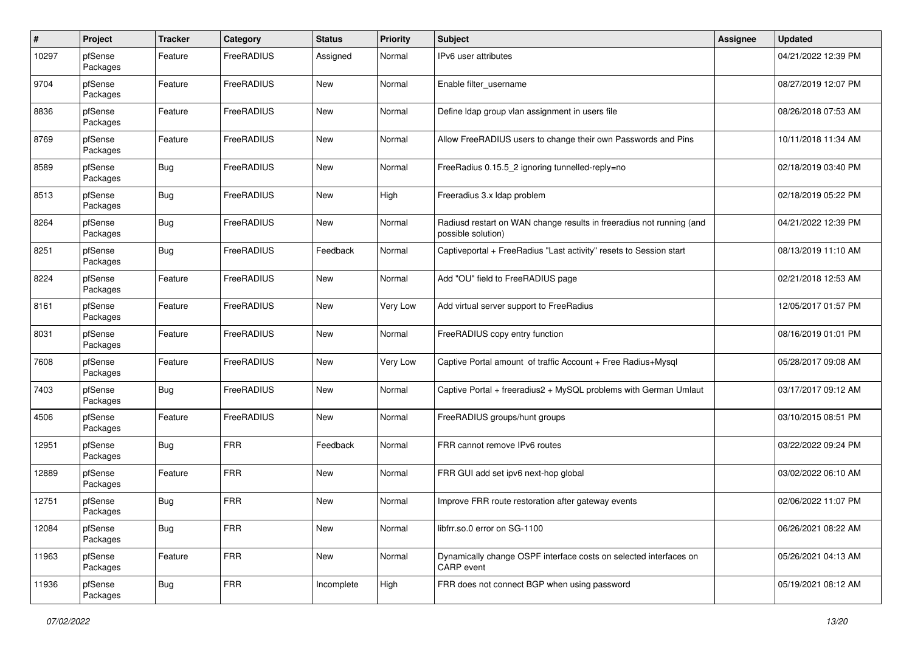| # | Project | Tracker | Category | Status | Priority | Subject | Assignee | Updated |
|---|---|---|---|---|---|---|---|---|
| 10297 | pfSense Packages | Feature | FreeRADIUS | Assigned | Normal | IPv6 user attributes | | 04/21/2022 12:39 PM |
| 9704 | pfSense Packages | Feature | FreeRADIUS | New | Normal | Enable filter_username | | 08/27/2019 12:07 PM |
| 8836 | pfSense Packages | Feature | FreeRADIUS | New | Normal | Define ldap group vlan assignment in users file | | 08/26/2018 07:53 AM |
| 8769 | pfSense Packages | Feature | FreeRADIUS | New | Normal | Allow FreeRADIUS users to change their own Passwords and Pins | | 10/11/2018 11:34 AM |
| 8589 | pfSense Packages | Bug | FreeRADIUS | New | Normal | FreeRadius 0.15.5_2 ignoring tunnelled-reply=no | | 02/18/2019 03:40 PM |
| 8513 | pfSense Packages | Bug | FreeRADIUS | New | High | Freeradius 3.x ldap problem | | 02/18/2019 05:22 PM |
| 8264 | pfSense Packages | Bug | FreeRADIUS | New | Normal | Radiusd restart on WAN change results in freeradius not running (and possible solution) | | 04/21/2022 12:39 PM |
| 8251 | pfSense Packages | Bug | FreeRADIUS | Feedback | Normal | Captiveportal + FreeRadius "Last activity" resets to Session start | | 08/13/2019 11:10 AM |
| 8224 | pfSense Packages | Feature | FreeRADIUS | New | Normal | Add "OU" field to FreeRADIUS page | | 02/21/2018 12:53 AM |
| 8161 | pfSense Packages | Feature | FreeRADIUS | New | Very Low | Add virtual server support to FreeRadius | | 12/05/2017 01:57 PM |
| 8031 | pfSense Packages | Feature | FreeRADIUS | New | Normal | FreeRADIUS copy entry function | | 08/16/2019 01:01 PM |
| 7608 | pfSense Packages | Feature | FreeRADIUS | New | Very Low | Captive Portal amount of traffic Account + Free Radius+Mysql | | 05/28/2017 09:08 AM |
| 7403 | pfSense Packages | Bug | FreeRADIUS | New | Normal | Captive Portal + freeradius2 + MySQL problems with German Umlaut | | 03/17/2017 09:12 AM |
| 4506 | pfSense Packages | Feature | FreeRADIUS | New | Normal | FreeRADIUS groups/hunt groups | | 03/10/2015 08:51 PM |
| 12951 | pfSense Packages | Bug | FRR | Feedback | Normal | FRR cannot remove IPv6 routes | | 03/22/2022 09:24 PM |
| 12889 | pfSense Packages | Feature | FRR | New | Normal | FRR GUI add set ipv6 next-hop global | | 03/02/2022 06:10 AM |
| 12751 | pfSense Packages | Bug | FRR | New | Normal | Improve FRR route restoration after gateway events | | 02/06/2022 11:07 PM |
| 12084 | pfSense Packages | Bug | FRR | New | Normal | libfrr.so.0 error on SG-1100 | | 06/26/2021 08:22 AM |
| 11963 | pfSense Packages | Feature | FRR | New | Normal | Dynamically change OSPF interface costs on selected interfaces on CARP event | | 05/26/2021 04:13 AM |
| 11936 | pfSense Packages | Bug | FRR | Incomplete | High | FRR does not connect BGP when using password | | 05/19/2021 08:12 AM |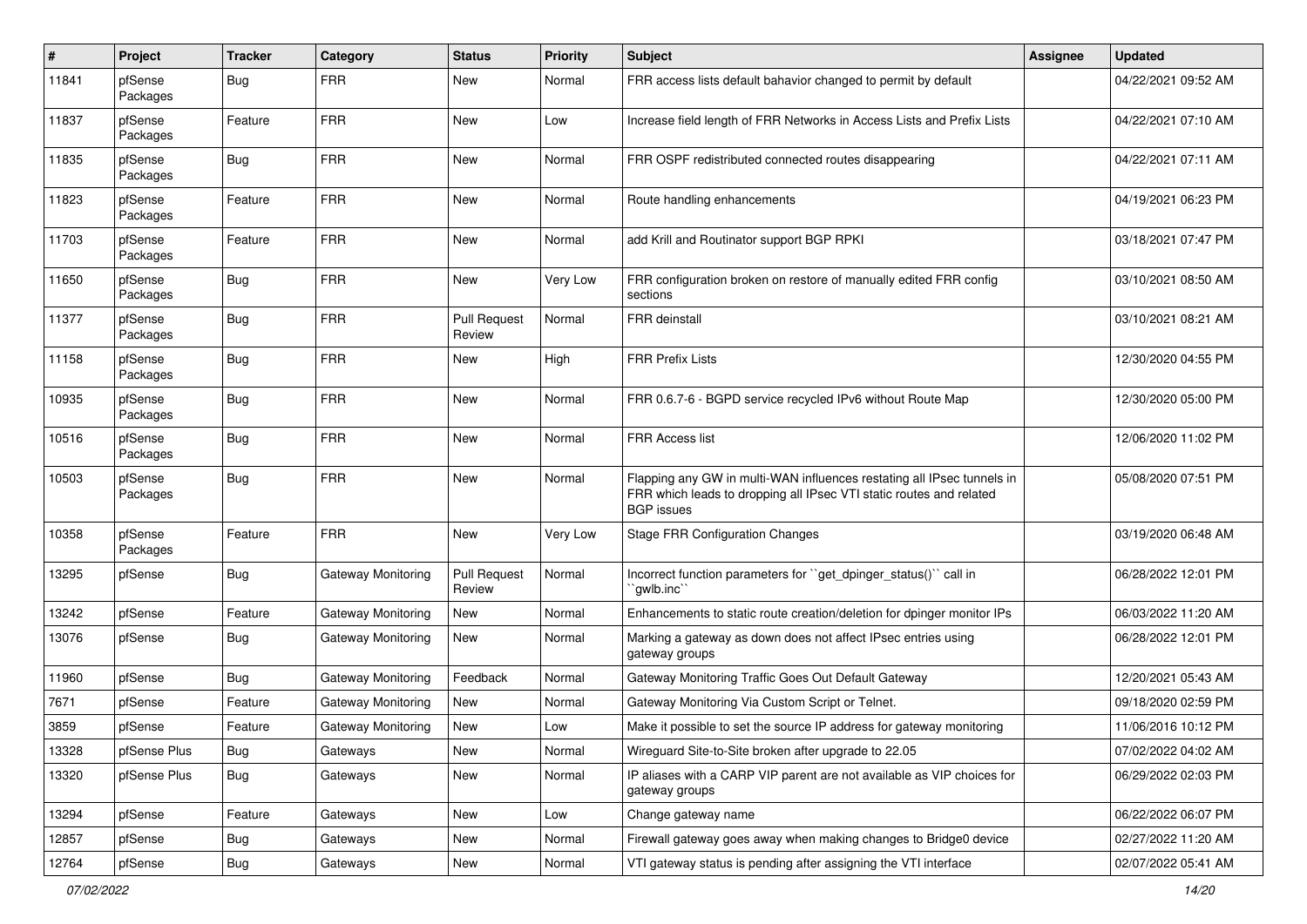| # | Project | Tracker | Category | Status | Priority | Subject | Assignee | Updated |
|---|---|---|---|---|---|---|---|---|
| 11841 | pfSense Packages | Bug | FRR | New | Normal | FRR access lists default bahavior changed to permit by default | | 04/22/2021 09:52 AM |
| 11837 | pfSense Packages | Feature | FRR | New | Low | Increase field length of FRR Networks in Access Lists and Prefix Lists | | 04/22/2021 07:10 AM |
| 11835 | pfSense Packages | Bug | FRR | New | Normal | FRR OSPF redistributed connected routes disappearing | | 04/22/2021 07:11 AM |
| 11823 | pfSense Packages | Feature | FRR | New | Normal | Route handling enhancements | | 04/19/2021 06:23 PM |
| 11703 | pfSense Packages | Feature | FRR | New | Normal | add Krill and Routinator support BGP RPKI | | 03/18/2021 07:47 PM |
| 11650 | pfSense Packages | Bug | FRR | New | Very Low | FRR configuration broken on restore of manually edited FRR config sections | | 03/10/2021 08:50 AM |
| 11377 | pfSense Packages | Bug | FRR | Pull Request Review | Normal | FRR deinstall | | 03/10/2021 08:21 AM |
| 11158 | pfSense Packages | Bug | FRR | New | High | FRR Prefix Lists | | 12/30/2020 04:55 PM |
| 10935 | pfSense Packages | Bug | FRR | New | Normal | FRR 0.6.7-6 - BGPD service recycled IPv6 without Route Map | | 12/30/2020 05:00 PM |
| 10516 | pfSense Packages | Bug | FRR | New | Normal | FRR Access list | | 12/06/2020 11:02 PM |
| 10503 | pfSense Packages | Bug | FRR | New | Normal | Flapping any GW in multi-WAN influences restating all IPsec tunnels in FRR which leads to dropping all IPsec VTI static routes and related BGP issues | | 05/08/2020 07:51 PM |
| 10358 | pfSense Packages | Feature | FRR | New | Very Low | Stage FRR Configuration Changes | | 03/19/2020 06:48 AM |
| 13295 | pfSense | Bug | Gateway Monitoring | Pull Request Review | Normal | Incorrect function parameters for ``get_dpinger_status()`` call in ``gwlb.inc`` | | 06/28/2022 12:01 PM |
| 13242 | pfSense | Feature | Gateway Monitoring | New | Normal | Enhancements to static route creation/deletion for dpinger monitor IPs | | 06/03/2022 11:20 AM |
| 13076 | pfSense | Bug | Gateway Monitoring | New | Normal | Marking a gateway as down does not affect IPsec entries using gateway groups | | 06/28/2022 12:01 PM |
| 11960 | pfSense | Bug | Gateway Monitoring | Feedback | Normal | Gateway Monitoring Traffic Goes Out Default Gateway | | 12/20/2021 05:43 AM |
| 7671 | pfSense | Feature | Gateway Monitoring | New | Normal | Gateway Monitoring Via Custom Script or Telnet. | | 09/18/2020 02:59 PM |
| 3859 | pfSense | Feature | Gateway Monitoring | New | Low | Make it possible to set the source IP address for gateway monitoring | | 11/06/2016 10:12 PM |
| 13328 | pfSense Plus | Bug | Gateways | New | Normal | Wireguard Site-to-Site broken after upgrade to 22.05 | | 07/02/2022 04:02 AM |
| 13320 | pfSense Plus | Bug | Gateways | New | Normal | IP aliases with a CARP VIP parent are not available as VIP choices for gateway groups | | 06/29/2022 02:03 PM |
| 13294 | pfSense | Feature | Gateways | New | Low | Change gateway name | | 06/22/2022 06:07 PM |
| 12857 | pfSense | Bug | Gateways | New | Normal | Firewall gateway goes away when making changes to Bridge0 device | | 02/27/2022 11:20 AM |
| 12764 | pfSense | Bug | Gateways | New | Normal | VTI gateway status is pending after assigning the VTI interface | | 02/07/2022 05:41 AM |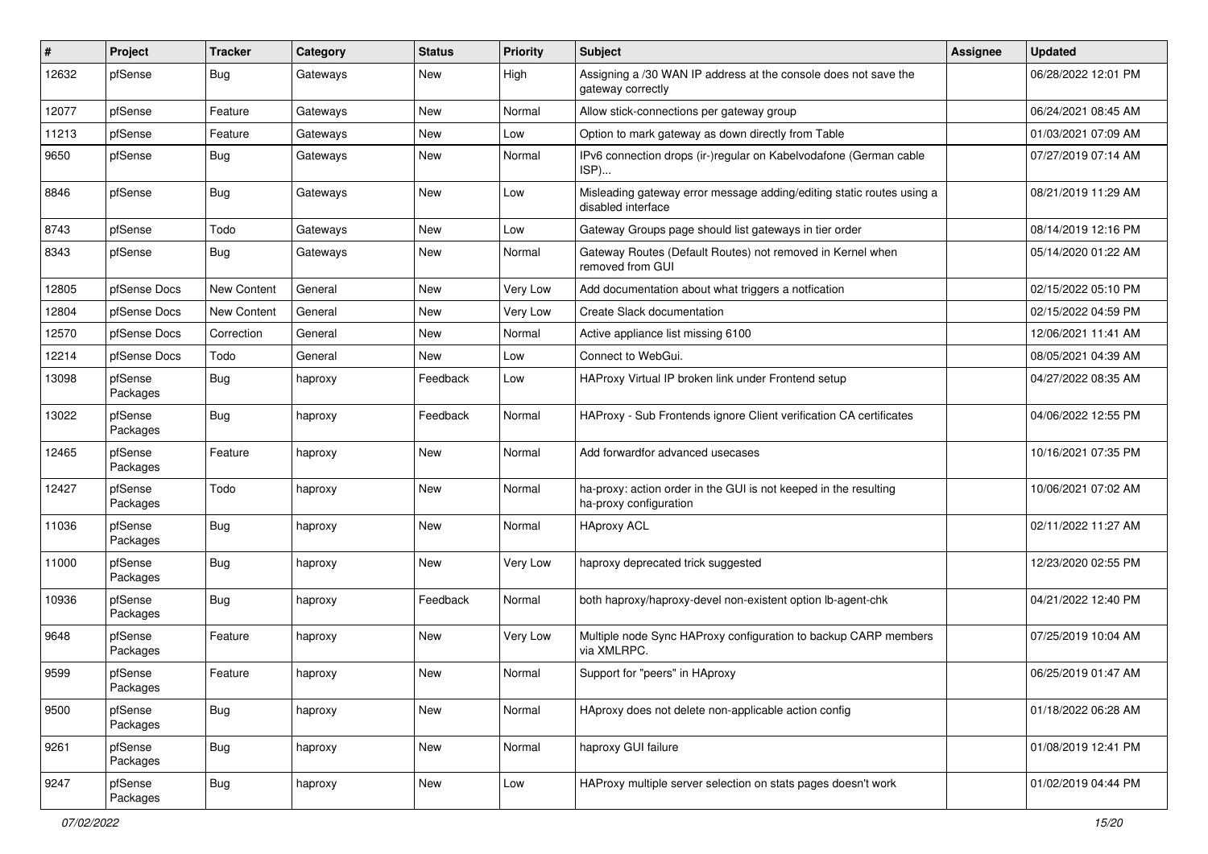| # | Project | Tracker | Category | Status | Priority | Subject | Assignee | Updated |
|---|---|---|---|---|---|---|---|---|
| 12632 | pfSense | Bug | Gateways | New | High | Assigning a /30 WAN IP address at the console does not save the gateway correctly | | 06/28/2022 12:01 PM |
| 12077 | pfSense | Feature | Gateways | New | Normal | Allow stick-connections per gateway group | | 06/24/2021 08:45 AM |
| 11213 | pfSense | Feature | Gateways | New | Low | Option to mark gateway as down directly from Table | | 01/03/2021 07:09 AM |
| 9650 | pfSense | Bug | Gateways | New | Normal | IPv6 connection drops (ir-)regular on Kabelvodafone (German cable ISP)... | | 07/27/2019 07:14 AM |
| 8846 | pfSense | Bug | Gateways | New | Low | Misleading gateway error message adding/editing static routes using a disabled interface | | 08/21/2019 11:29 AM |
| 8743 | pfSense | Todo | Gateways | New | Low | Gateway Groups page should list gateways in tier order | | 08/14/2019 12:16 PM |
| 8343 | pfSense | Bug | Gateways | New | Normal | Gateway Routes (Default Routes) not removed in Kernel when removed from GUI | | 05/14/2020 01:22 AM |
| 12805 | pfSense Docs | New Content | General | New | Very Low | Add documentation about what triggers a notfication | | 02/15/2022 05:10 PM |
| 12804 | pfSense Docs | New Content | General | New | Very Low | Create Slack documentation | | 02/15/2022 04:59 PM |
| 12570 | pfSense Docs | Correction | General | New | Normal | Active appliance list missing 6100 | | 12/06/2021 11:41 AM |
| 12214 | pfSense Docs | Todo | General | New | Low | Connect to WebGui. | | 08/05/2021 04:39 AM |
| 13098 | pfSense Packages | Bug | haproxy | Feedback | Low | HAProxy Virtual IP broken link under Frontend setup | | 04/27/2022 08:35 AM |
| 13022 | pfSense Packages | Bug | haproxy | Feedback | Normal | HAProxy - Sub Frontends ignore Client verification CA certificates | | 04/06/2022 12:55 PM |
| 12465 | pfSense Packages | Feature | haproxy | New | Normal | Add forwardfor advanced usecases | | 10/16/2021 07:35 PM |
| 12427 | pfSense Packages | Todo | haproxy | New | Normal | ha-proxy: action order in the GUI is not keeped in the resulting ha-proxy configuration | | 10/06/2021 07:02 AM |
| 11036 | pfSense Packages | Bug | haproxy | New | Normal | HAproxy ACL | | 02/11/2022 11:27 AM |
| 11000 | pfSense Packages | Bug | haproxy | New | Very Low | haproxy deprecated trick suggested | | 12/23/2020 02:55 PM |
| 10936 | pfSense Packages | Bug | haproxy | Feedback | Normal | both haproxy/haproxy-devel non-existent option lb-agent-chk | | 04/21/2022 12:40 PM |
| 9648 | pfSense Packages | Feature | haproxy | New | Very Low | Multiple node Sync HAProxy configuration to backup CARP members via XMLRPC. | | 07/25/2019 10:04 AM |
| 9599 | pfSense Packages | Feature | haproxy | New | Normal | Support for "peers" in HAproxy | | 06/25/2019 01:47 AM |
| 9500 | pfSense Packages | Bug | haproxy | New | Normal | HAproxy does not delete non-applicable action config | | 01/18/2022 06:28 AM |
| 9261 | pfSense Packages | Bug | haproxy | New | Normal | haproxy GUI failure | | 01/08/2019 12:41 PM |
| 9247 | pfSense Packages | Bug | haproxy | New | Low | HAProxy multiple server selection on stats pages doesn't work | | 01/02/2019 04:44 PM |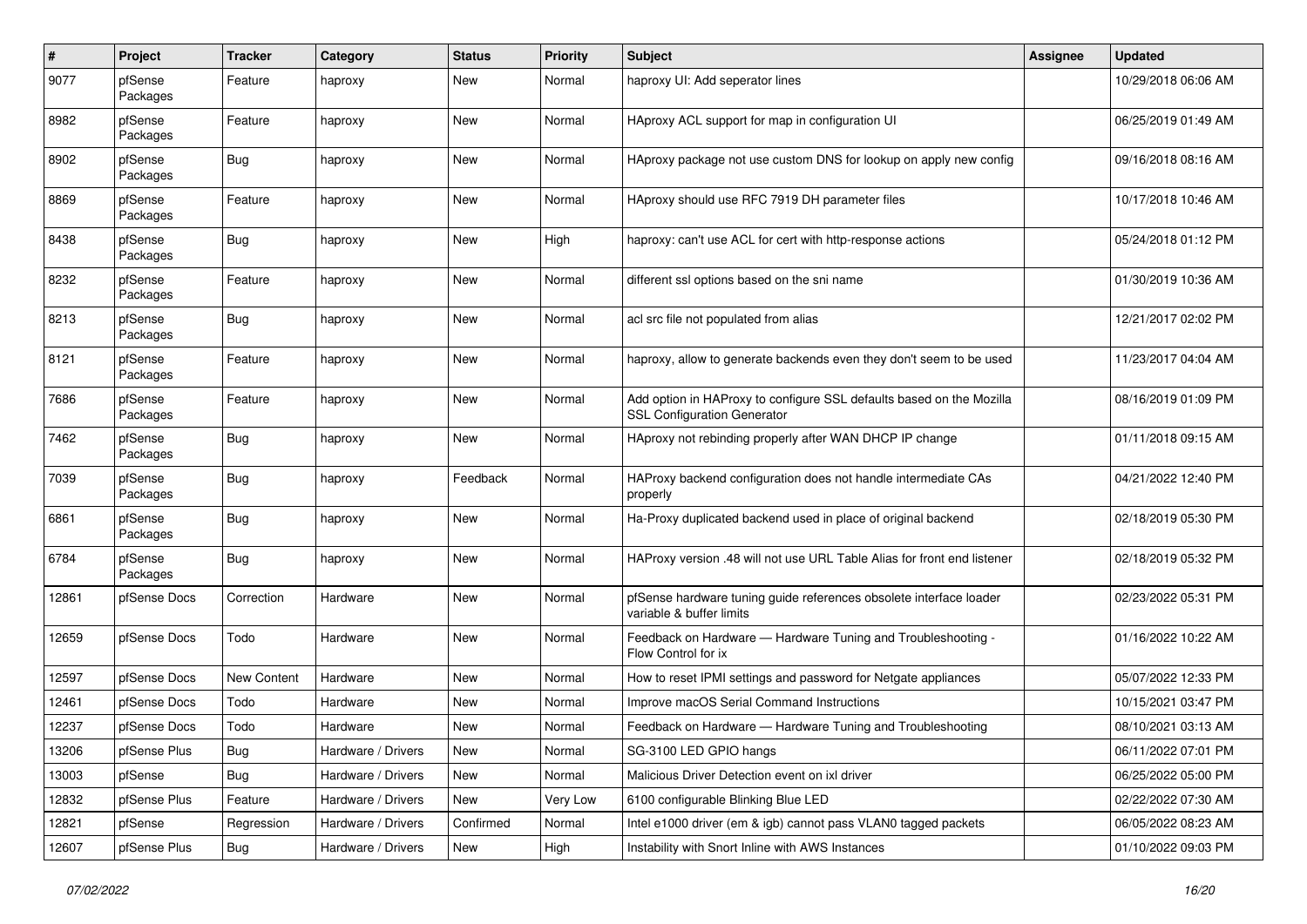| # | Project | Tracker | Category | Status | Priority | Subject | Assignee | Updated |
|---|---|---|---|---|---|---|---|---|
| 9077 | pfSense Packages | Feature | haproxy | New | Normal | haproxy UI: Add seperator lines | | 10/29/2018 06:06 AM |
| 8982 | pfSense Packages | Feature | haproxy | New | Normal | HAproxy ACL support for map in configuration UI | | 06/25/2019 01:49 AM |
| 8902 | pfSense Packages | Bug | haproxy | New | Normal | HAproxy package not use custom DNS for lookup on apply new config | | 09/16/2018 08:16 AM |
| 8869 | pfSense Packages | Feature | haproxy | New | Normal | HAproxy should use RFC 7919 DH parameter files | | 10/17/2018 10:46 AM |
| 8438 | pfSense Packages | Bug | haproxy | New | High | haproxy: can't use ACL for cert with http-response actions | | 05/24/2018 01:12 PM |
| 8232 | pfSense Packages | Feature | haproxy | New | Normal | different ssl options based on the sni name | | 01/30/2019 10:36 AM |
| 8213 | pfSense Packages | Bug | haproxy | New | Normal | acl src file not populated from alias | | 12/21/2017 02:02 PM |
| 8121 | pfSense Packages | Feature | haproxy | New | Normal | haproxy, allow to generate backends even they don't seem to be used | | 11/23/2017 04:04 AM |
| 7686 | pfSense Packages | Feature | haproxy | New | Normal | Add option in HAProxy to configure SSL defaults based on the Mozilla SSL Configuration Generator | | 08/16/2019 01:09 PM |
| 7462 | pfSense Packages | Bug | haproxy | New | Normal | HAproxy not rebinding properly after WAN DHCP IP change | | 01/11/2018 09:15 AM |
| 7039 | pfSense Packages | Bug | haproxy | Feedback | Normal | HAProxy backend configuration does not handle intermediate CAs properly | | 04/21/2022 12:40 PM |
| 6861 | pfSense Packages | Bug | haproxy | New | Normal | Ha-Proxy duplicated backend used in place of original backend | | 02/18/2019 05:30 PM |
| 6784 | pfSense Packages | Bug | haproxy | New | Normal | HAProxy version .48 will not use URL Table Alias for front end listener | | 02/18/2019 05:32 PM |
| 12861 | pfSense Docs | Correction | Hardware | New | Normal | pfSense hardware tuning guide references obsolete interface loader variable & buffer limits | | 02/23/2022 05:31 PM |
| 12659 | pfSense Docs | Todo | Hardware | New | Normal | Feedback on Hardware — Hardware Tuning and Troubleshooting - Flow Control for ix | | 01/16/2022 10:22 AM |
| 12597 | pfSense Docs | New Content | Hardware | New | Normal | How to reset IPMI settings and password for Netgate appliances | | 05/07/2022 12:33 PM |
| 12461 | pfSense Docs | Todo | Hardware | New | Normal | Improve macOS Serial Command Instructions | | 10/15/2021 03:47 PM |
| 12237 | pfSense Docs | Todo | Hardware | New | Normal | Feedback on Hardware — Hardware Tuning and Troubleshooting | | 08/10/2021 03:13 AM |
| 13206 | pfSense Plus | Bug | Hardware / Drivers | New | Normal | SG-3100 LED GPIO hangs | | 06/11/2022 07:01 PM |
| 13003 | pfSense | Bug | Hardware / Drivers | New | Normal | Malicious Driver Detection event on ixl driver | | 06/25/2022 05:00 PM |
| 12832 | pfSense Plus | Feature | Hardware / Drivers | New | Very Low | 6100 configurable Blinking Blue LED | | 02/22/2022 07:30 AM |
| 12821 | pfSense | Regression | Hardware / Drivers | Confirmed | Normal | Intel e1000 driver (em & igb) cannot pass VLAN0 tagged packets | | 06/05/2022 08:23 AM |
| 12607 | pfSense Plus | Bug | Hardware / Drivers | New | High | Instability with Snort Inline with AWS Instances | | 01/10/2022 09:03 PM |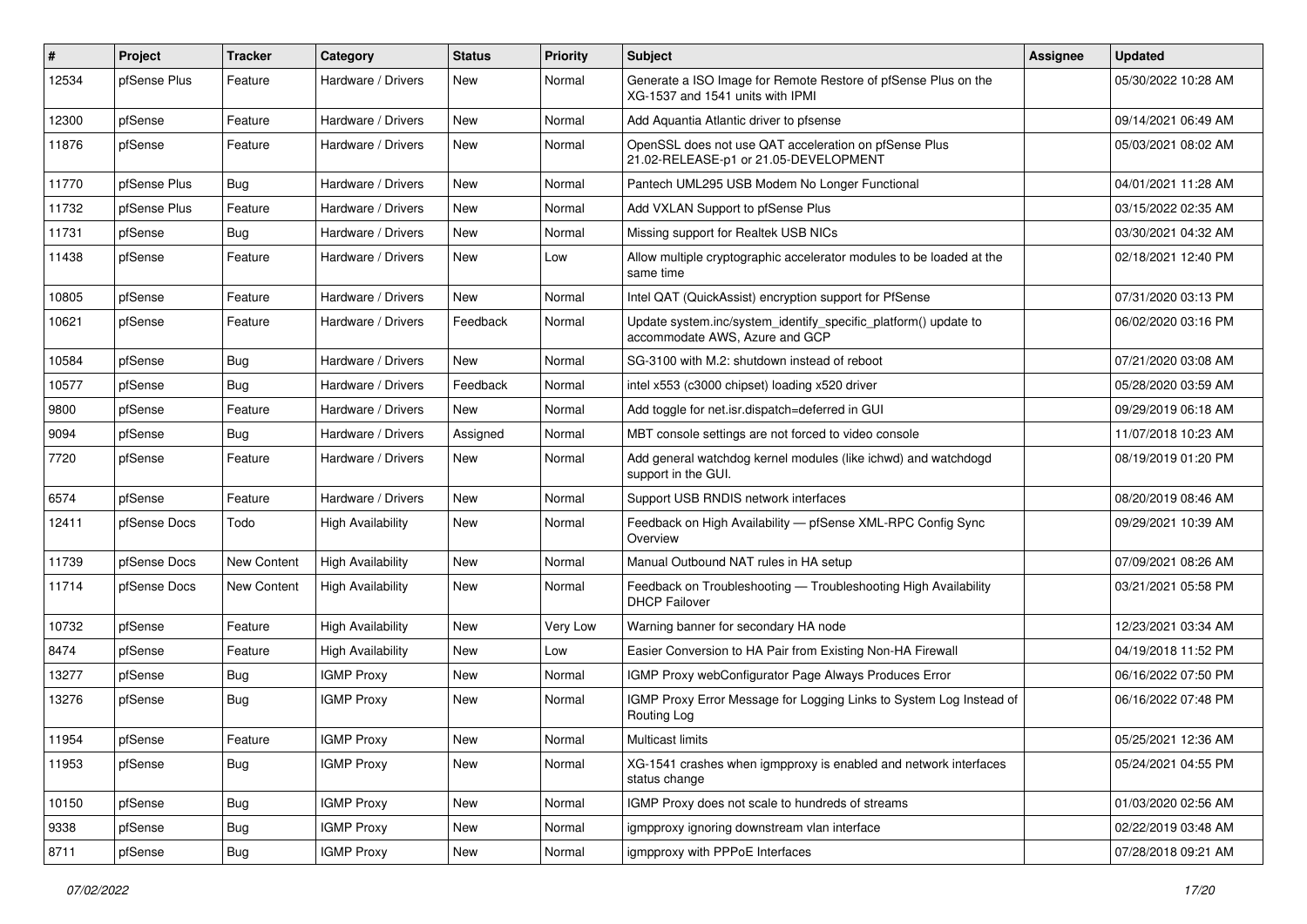| # | Project | Tracker | Category | Status | Priority | Subject | Assignee | Updated |
|---|---|---|---|---|---|---|---|---|
| 12534 | pfSense Plus | Feature | Hardware / Drivers | New | Normal | Generate a ISO Image for Remote Restore of pfSense Plus on the XG-1537 and 1541 units with IPMI | | 05/30/2022 10:28 AM |
| 12300 | pfSense | Feature | Hardware / Drivers | New | Normal | Add Aquantia Atlantic driver to pfsense | | 09/14/2021 06:49 AM |
| 11876 | pfSense | Feature | Hardware / Drivers | New | Normal | OpenSSL does not use QAT acceleration on pfSense Plus 21.02-RELEASE-p1 or 21.05-DEVELOPMENT | | 05/03/2021 08:02 AM |
| 11770 | pfSense Plus | Bug | Hardware / Drivers | New | Normal | Pantech UML295 USB Modem No Longer Functional | | 04/01/2021 11:28 AM |
| 11732 | pfSense Plus | Feature | Hardware / Drivers | New | Normal | Add VXLAN Support to pfSense Plus | | 03/15/2022 02:35 AM |
| 11731 | pfSense | Bug | Hardware / Drivers | New | Normal | Missing support for Realtek USB NICs | | 03/30/2021 04:32 AM |
| 11438 | pfSense | Feature | Hardware / Drivers | New | Low | Allow multiple cryptographic accelerator modules to be loaded at the same time | | 02/18/2021 12:40 PM |
| 10805 | pfSense | Feature | Hardware / Drivers | New | Normal | Intel QAT (QuickAssist) encryption support for PfSense | | 07/31/2020 03:13 PM |
| 10621 | pfSense | Feature | Hardware / Drivers | Feedback | Normal | Update system.inc/system_identify_specific_platform() update to accommodate AWS, Azure and GCP | | 06/02/2020 03:16 PM |
| 10584 | pfSense | Bug | Hardware / Drivers | New | Normal | SG-3100 with M.2: shutdown instead of reboot | | 07/21/2020 03:08 AM |
| 10577 | pfSense | Bug | Hardware / Drivers | Feedback | Normal | intel x553 (c3000 chipset) loading x520 driver | | 05/28/2020 03:59 AM |
| 9800 | pfSense | Feature | Hardware / Drivers | New | Normal | Add toggle for net.isr.dispatch=deferred in GUI | | 09/29/2019 06:18 AM |
| 9094 | pfSense | Bug | Hardware / Drivers | Assigned | Normal | MBT console settings are not forced to video console | | 11/07/2018 10:23 AM |
| 7720 | pfSense | Feature | Hardware / Drivers | New | Normal | Add general watchdog kernel modules (like ichwd) and watchdogd support in the GUI. | | 08/19/2019 01:20 PM |
| 6574 | pfSense | Feature | Hardware / Drivers | New | Normal | Support USB RNDIS network interfaces | | 08/20/2019 08:46 AM |
| 12411 | pfSense Docs | Todo | High Availability | New | Normal | Feedback on High Availability — pfSense XML-RPC Config Sync Overview | | 09/29/2021 10:39 AM |
| 11739 | pfSense Docs | New Content | High Availability | New | Normal | Manual Outbound NAT rules in HA setup | | 07/09/2021 08:26 AM |
| 11714 | pfSense Docs | New Content | High Availability | New | Normal | Feedback on Troubleshooting — Troubleshooting High Availability DHCP Failover | | 03/21/2021 05:58 PM |
| 10732 | pfSense | Feature | High Availability | New | Very Low | Warning banner for secondary HA node | | 12/23/2021 03:34 AM |
| 8474 | pfSense | Feature | High Availability | New | Low | Easier Conversion to HA Pair from Existing Non-HA Firewall | | 04/19/2018 11:52 PM |
| 13277 | pfSense | Bug | IGMP Proxy | New | Normal | IGMP Proxy webConfigurator Page Always Produces Error | | 06/16/2022 07:50 PM |
| 13276 | pfSense | Bug | IGMP Proxy | New | Normal | IGMP Proxy Error Message for Logging Links to System Log Instead of Routing Log | | 06/16/2022 07:48 PM |
| 11954 | pfSense | Feature | IGMP Proxy | New | Normal | Multicast limits | | 05/25/2021 12:36 AM |
| 11953 | pfSense | Bug | IGMP Proxy | New | Normal | XG-1541 crashes when igmpproxy is enabled and network interfaces status change | | 05/24/2021 04:55 PM |
| 10150 | pfSense | Bug | IGMP Proxy | New | Normal | IGMP Proxy does not scale to hundreds of streams | | 01/03/2020 02:56 AM |
| 9338 | pfSense | Bug | IGMP Proxy | New | Normal | igmpproxy ignoring downstream vlan interface | | 02/22/2019 03:48 AM |
| 8711 | pfSense | Bug | IGMP Proxy | New | Normal | igmpproxy with PPPoE Interfaces | | 07/28/2018 09:21 AM |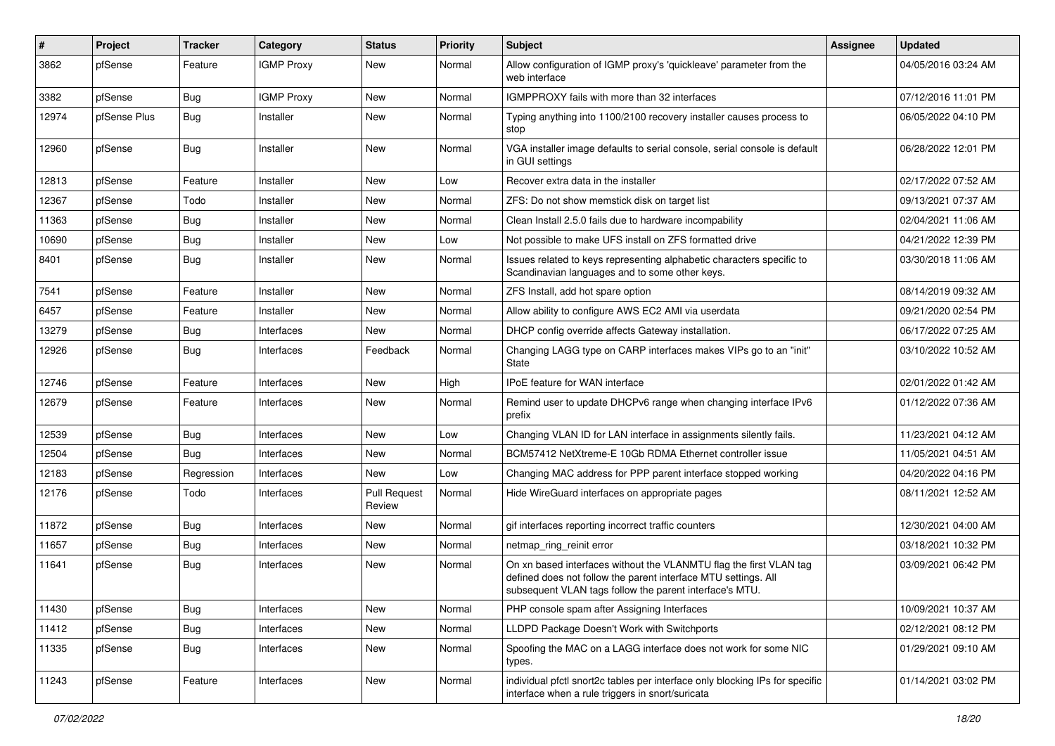| # | Project | Tracker | Category | Status | Priority | Subject | Assignee | Updated |
| --- | --- | --- | --- | --- | --- | --- | --- | --- |
| 3862 | pfSense | Feature | IGMP Proxy | New | Normal | Allow configuration of IGMP proxy's 'quickleave' parameter from the web interface | | 04/05/2016 03:24 AM |
| 3382 | pfSense | Bug | IGMP Proxy | New | Normal | IGMPPROXY fails with more than 32 interfaces | | 07/12/2016 11:01 PM |
| 12974 | pfSense Plus | Bug | Installer | New | Normal | Typing anything into 1100/2100 recovery installer causes process to stop | | 06/05/2022 04:10 PM |
| 12960 | pfSense | Bug | Installer | New | Normal | VGA installer image defaults to serial console, serial console is default in GUI settings | | 06/28/2022 12:01 PM |
| 12813 | pfSense | Feature | Installer | New | Low | Recover extra data in the installer | | 02/17/2022 07:52 AM |
| 12367 | pfSense | Todo | Installer | New | Normal | ZFS: Do not show memstick disk on target list | | 09/13/2021 07:37 AM |
| 11363 | pfSense | Bug | Installer | New | Normal | Clean Install 2.5.0 fails due to hardware incompability | | 02/04/2021 11:06 AM |
| 10690 | pfSense | Bug | Installer | New | Low | Not possible to make UFS install on ZFS formatted drive | | 04/21/2022 12:39 PM |
| 8401 | pfSense | Bug | Installer | New | Normal | Issues related to keys representing alphabetic characters specific to Scandinavian languages and to some other keys. | | 03/30/2018 11:06 AM |
| 7541 | pfSense | Feature | Installer | New | Normal | ZFS Install, add hot spare option | | 08/14/2019 09:32 AM |
| 6457 | pfSense | Feature | Installer | New | Normal | Allow ability to configure AWS EC2 AMI via userdata | | 09/21/2020 02:54 PM |
| 13279 | pfSense | Bug | Interfaces | New | Normal | DHCP config override affects Gateway installation. | | 06/17/2022 07:25 AM |
| 12926 | pfSense | Bug | Interfaces | Feedback | Normal | Changing LAGG type on CARP interfaces makes VIPs go to an "init" State | | 03/10/2022 10:52 AM |
| 12746 | pfSense | Feature | Interfaces | New | High | IPoE feature for WAN interface | | 02/01/2022 01:42 AM |
| 12679 | pfSense | Feature | Interfaces | New | Normal | Remind user to update DHCPv6 range when changing interface IPv6 prefix | | 01/12/2022 07:36 AM |
| 12539 | pfSense | Bug | Interfaces | New | Low | Changing VLAN ID for LAN interface in assignments silently fails. | | 11/23/2021 04:12 AM |
| 12504 | pfSense | Bug | Interfaces | New | Normal | BCM57412 NetXtreme-E 10Gb RDMA Ethernet controller issue | | 11/05/2021 04:51 AM |
| 12183 | pfSense | Regression | Interfaces | New | Low | Changing MAC address for PPP parent interface stopped working | | 04/20/2022 04:16 PM |
| 12176 | pfSense | Todo | Interfaces | Pull Request Review | Normal | Hide WireGuard interfaces on appropriate pages | | 08/11/2021 12:52 AM |
| 11872 | pfSense | Bug | Interfaces | New | Normal | gif interfaces reporting incorrect traffic counters | | 12/30/2021 04:00 AM |
| 11657 | pfSense | Bug | Interfaces | New | Normal | netmap_ring_reinit error | | 03/18/2021 10:32 PM |
| 11641 | pfSense | Bug | Interfaces | New | Normal | On xn based interfaces without the VLANMTU flag the first VLAN tag defined does not follow the parent interface MTU settings. All subsequent VLAN tags follow the parent interface's MTU. | | 03/09/2021 06:42 PM |
| 11430 | pfSense | Bug | Interfaces | New | Normal | PHP console spam after Assigning Interfaces | | 10/09/2021 10:37 AM |
| 11412 | pfSense | Bug | Interfaces | New | Normal | LLDPD Package Doesn't Work with Switchports | | 02/12/2021 08:12 PM |
| 11335 | pfSense | Bug | Interfaces | New | Normal | Spoofing the MAC on a LAGG interface does not work for some NIC types. | | 01/29/2021 09:10 AM |
| 11243 | pfSense | Feature | Interfaces | New | Normal | individual pfctl snort2c tables per interface only blocking IPs for specific interface when a rule triggers in snort/suricata | | 01/14/2021 03:02 PM |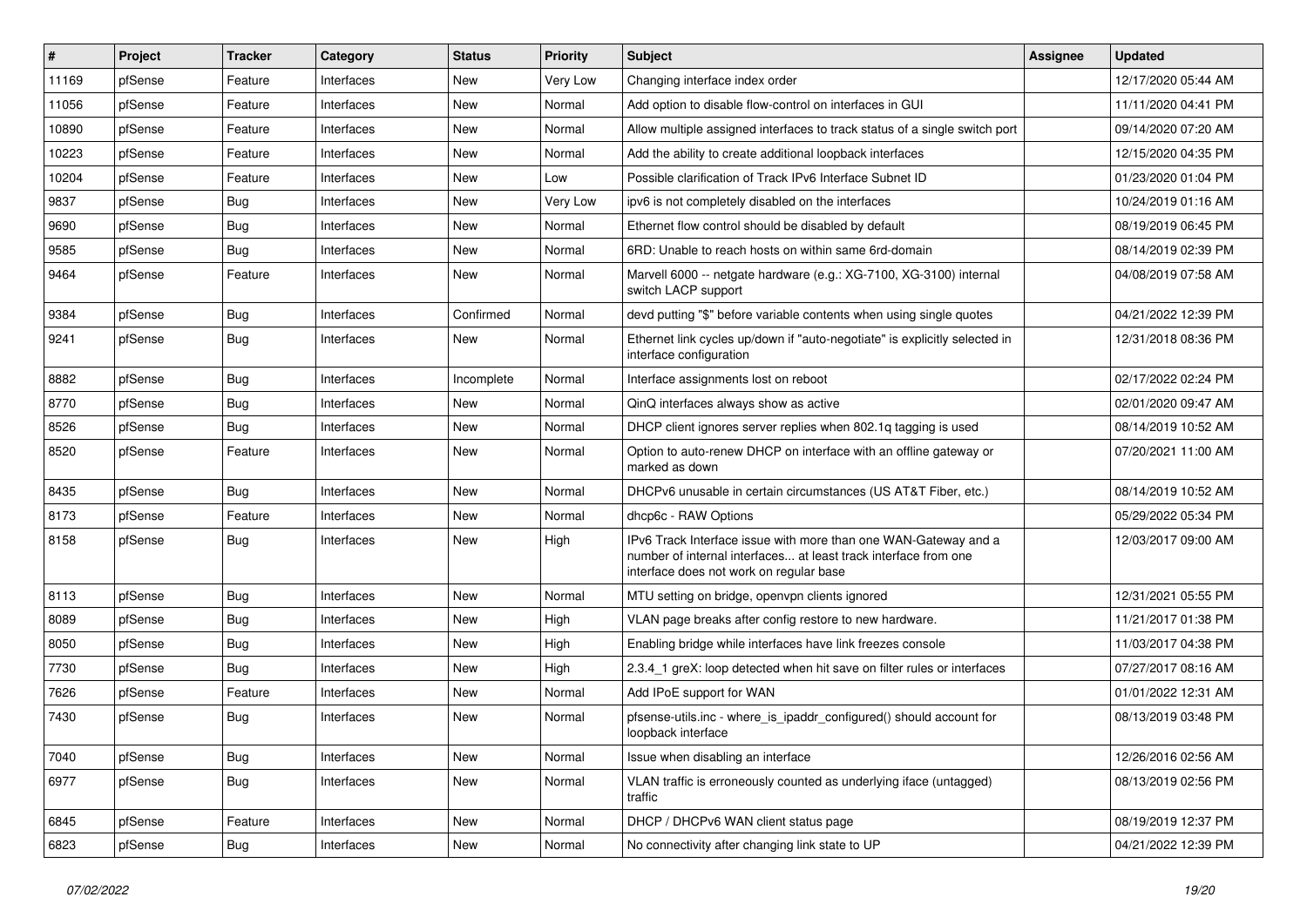| # | Project | Tracker | Category | Status | Priority | Subject | Assignee | Updated |
|---|---|---|---|---|---|---|---|---|
| 11169 | pfSense | Feature | Interfaces | New | Very Low | Changing interface index order | | 12/17/2020 05:44 AM |
| 11056 | pfSense | Feature | Interfaces | New | Normal | Add option to disable flow-control on interfaces in GUI | | 11/11/2020 04:41 PM |
| 10890 | pfSense | Feature | Interfaces | New | Normal | Allow multiple assigned interfaces to track status of a single switch port | | 09/14/2020 07:20 AM |
| 10223 | pfSense | Feature | Interfaces | New | Normal | Add the ability to create additional loopback interfaces | | 12/15/2020 04:35 PM |
| 10204 | pfSense | Feature | Interfaces | New | Low | Possible clarification of Track IPv6 Interface Subnet ID | | 01/23/2020 01:04 PM |
| 9837 | pfSense | Bug | Interfaces | New | Very Low | ipv6 is not completely disabled on the interfaces | | 10/24/2019 01:16 AM |
| 9690 | pfSense | Bug | Interfaces | New | Normal | Ethernet flow control should be disabled by default | | 08/19/2019 06:45 PM |
| 9585 | pfSense | Bug | Interfaces | New | Normal | 6RD: Unable to reach hosts on within same 6rd-domain | | 08/14/2019 02:39 PM |
| 9464 | pfSense | Feature | Interfaces | New | Normal | Marvell 6000 -- netgate hardware (e.g.: XG-7100, XG-3100) internal switch LACP support | | 04/08/2019 07:58 AM |
| 9384 | pfSense | Bug | Interfaces | Confirmed | Normal | devd putting "$" before variable contents when using single quotes | | 04/21/2022 12:39 PM |
| 9241 | pfSense | Bug | Interfaces | New | Normal | Ethernet link cycles up/down if "auto-negotiate" is explicitly selected in interface configuration | | 12/31/2018 08:36 PM |
| 8882 | pfSense | Bug | Interfaces | Incomplete | Normal | Interface assignments lost on reboot | | 02/17/2022 02:24 PM |
| 8770 | pfSense | Bug | Interfaces | New | Normal | QinQ interfaces always show as active | | 02/01/2020 09:47 AM |
| 8526 | pfSense | Bug | Interfaces | New | Normal | DHCP client ignores server replies when 802.1q tagging is used | | 08/14/2019 10:52 AM |
| 8520 | pfSense | Feature | Interfaces | New | Normal | Option to auto-renew DHCP on interface with an offline gateway or marked as down | | 07/20/2021 11:00 AM |
| 8435 | pfSense | Bug | Interfaces | New | Normal | DHCPv6 unusable in certain circumstances (US AT&T Fiber, etc.) | | 08/14/2019 10:52 AM |
| 8173 | pfSense | Feature | Interfaces | New | Normal | dhcp6c - RAW Options | | 05/29/2022 05:34 PM |
| 8158 | pfSense | Bug | Interfaces | New | High | IPv6 Track Interface issue with more than one WAN-Gateway and a number of internal interfaces... at least track interface from one interface does not work on regular base | | 12/03/2017 09:00 AM |
| 8113 | pfSense | Bug | Interfaces | New | Normal | MTU setting on bridge, openvpn clients ignored | | 12/31/2021 05:55 PM |
| 8089 | pfSense | Bug | Interfaces | New | High | VLAN page breaks after config restore to new hardware. | | 11/21/2017 01:38 PM |
| 8050 | pfSense | Bug | Interfaces | New | High | Enabling bridge while interfaces have link freezes console | | 11/03/2017 04:38 PM |
| 7730 | pfSense | Bug | Interfaces | New | High | 2.3.4_1 greX: loop detected when hit save on filter rules or interfaces | | 07/27/2017 08:16 AM |
| 7626 | pfSense | Feature | Interfaces | New | Normal | Add IPoE support for WAN | | 01/01/2022 12:31 AM |
| 7430 | pfSense | Bug | Interfaces | New | Normal | pfsense-utils.inc - where_is_ipaddr_configured() should account for loopback interface | | 08/13/2019 03:48 PM |
| 7040 | pfSense | Bug | Interfaces | New | Normal | Issue when disabling an interface | | 12/26/2016 02:56 AM |
| 6977 | pfSense | Bug | Interfaces | New | Normal | VLAN traffic is erroneously counted as underlying iface (untagged) traffic | | 08/13/2019 02:56 PM |
| 6845 | pfSense | Feature | Interfaces | New | Normal | DHCP / DHCPv6 WAN client status page | | 08/19/2019 12:37 PM |
| 6823 | pfSense | Bug | Interfaces | New | Normal | No connectivity after changing link state to UP | | 04/21/2022 12:39 PM |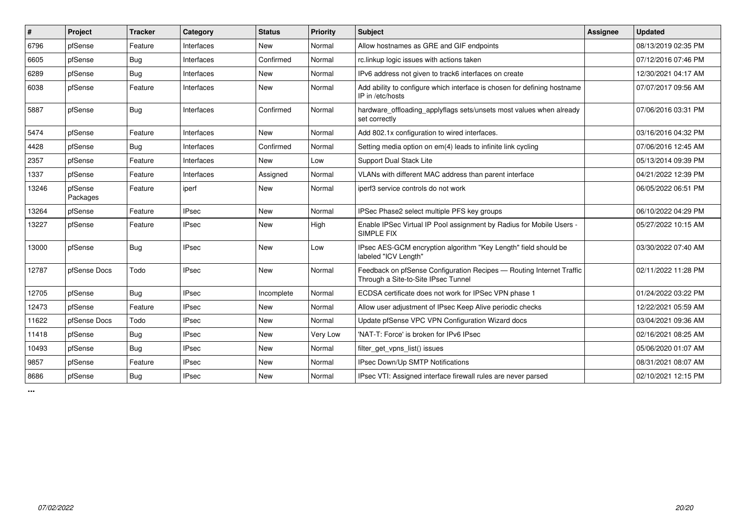| # | Project | Tracker | Category | Status | Priority | Subject | Assignee | Updated |
|---|---|---|---|---|---|---|---|---|
| 6796 | pfSense | Feature | Interfaces | New | Normal | Allow hostnames as GRE and GIF endpoints | | 08/13/2019 02:35 PM |
| 6605 | pfSense | Bug | Interfaces | Confirmed | Normal | rc.linkup logic issues with actions taken | | 07/12/2016 07:46 PM |
| 6289 | pfSense | Bug | Interfaces | New | Normal | IPv6 address not given to track6 interfaces on create | | 12/30/2021 04:17 AM |
| 6038 | pfSense | Feature | Interfaces | New | Normal | Add ability to configure which interface is chosen for defining hostname IP in /etc/hosts | | 07/07/2017 09:56 AM |
| 5887 | pfSense | Bug | Interfaces | Confirmed | Normal | hardware_offloading_applyflags sets/unsets most values when already set correctly | | 07/06/2016 03:31 PM |
| 5474 | pfSense | Feature | Interfaces | New | Normal | Add 802.1x configuration to wired interfaces. | | 03/16/2016 04:32 PM |
| 4428 | pfSense | Bug | Interfaces | Confirmed | Normal | Setting media option on em(4) leads to infinite link cycling | | 07/06/2016 12:45 AM |
| 2357 | pfSense | Feature | Interfaces | New | Low | Support Dual Stack Lite | | 05/13/2014 09:39 PM |
| 1337 | pfSense | Feature | Interfaces | Assigned | Normal | VLANs with different MAC address than parent interface | | 04/21/2022 12:39 PM |
| 13246 | pfSense Packages | Feature | iperf | New | Normal | iperf3 service controls do not work | | 06/05/2022 06:51 PM |
| 13264 | pfSense | Feature | IPsec | New | Normal | IPSec Phase2 select multiple PFS key groups | | 06/10/2022 04:29 PM |
| 13227 | pfSense | Feature | IPsec | New | High | Enable IPSec Virtual IP Pool assignment by Radius for Mobile Users - SIMPLE FIX | | 05/27/2022 10:15 AM |
| 13000 | pfSense | Bug | IPsec | New | Low | IPsec AES-GCM encryption algorithm "Key Length" field should be labeled "ICV Length" | | 03/30/2022 07:40 AM |
| 12787 | pfSense Docs | Todo | IPsec | New | Normal | Feedback on pfSense Configuration Recipes — Routing Internet Traffic Through a Site-to-Site IPsec Tunnel | | 02/11/2022 11:28 PM |
| 12705 | pfSense | Bug | IPsec | Incomplete | Normal | ECDSA certificate does not work for IPSec VPN phase 1 | | 01/24/2022 03:22 PM |
| 12473 | pfSense | Feature | IPsec | New | Normal | Allow user adjustment of IPsec Keep Alive periodic checks | | 12/22/2021 05:59 AM |
| 11622 | pfSense Docs | Todo | IPsec | New | Normal | Update pfSense VPC VPN Configuration Wizard docs | | 03/04/2021 09:36 AM |
| 11418 | pfSense | Bug | IPsec | New | Very Low | 'NAT-T: Force' is broken for IPv6 IPsec | | 02/16/2021 08:25 AM |
| 10493 | pfSense | Bug | IPsec | New | Normal | filter_get_vpns_list() issues | | 05/06/2020 01:07 AM |
| 9857 | pfSense | Feature | IPsec | New | Normal | IPsec Down/Up SMTP Notifications | | 08/31/2021 08:07 AM |
| 8686 | pfSense | Bug | IPsec | New | Normal | IPsec VTI: Assigned interface firewall rules are never parsed | | 02/10/2021 12:15 PM |

...